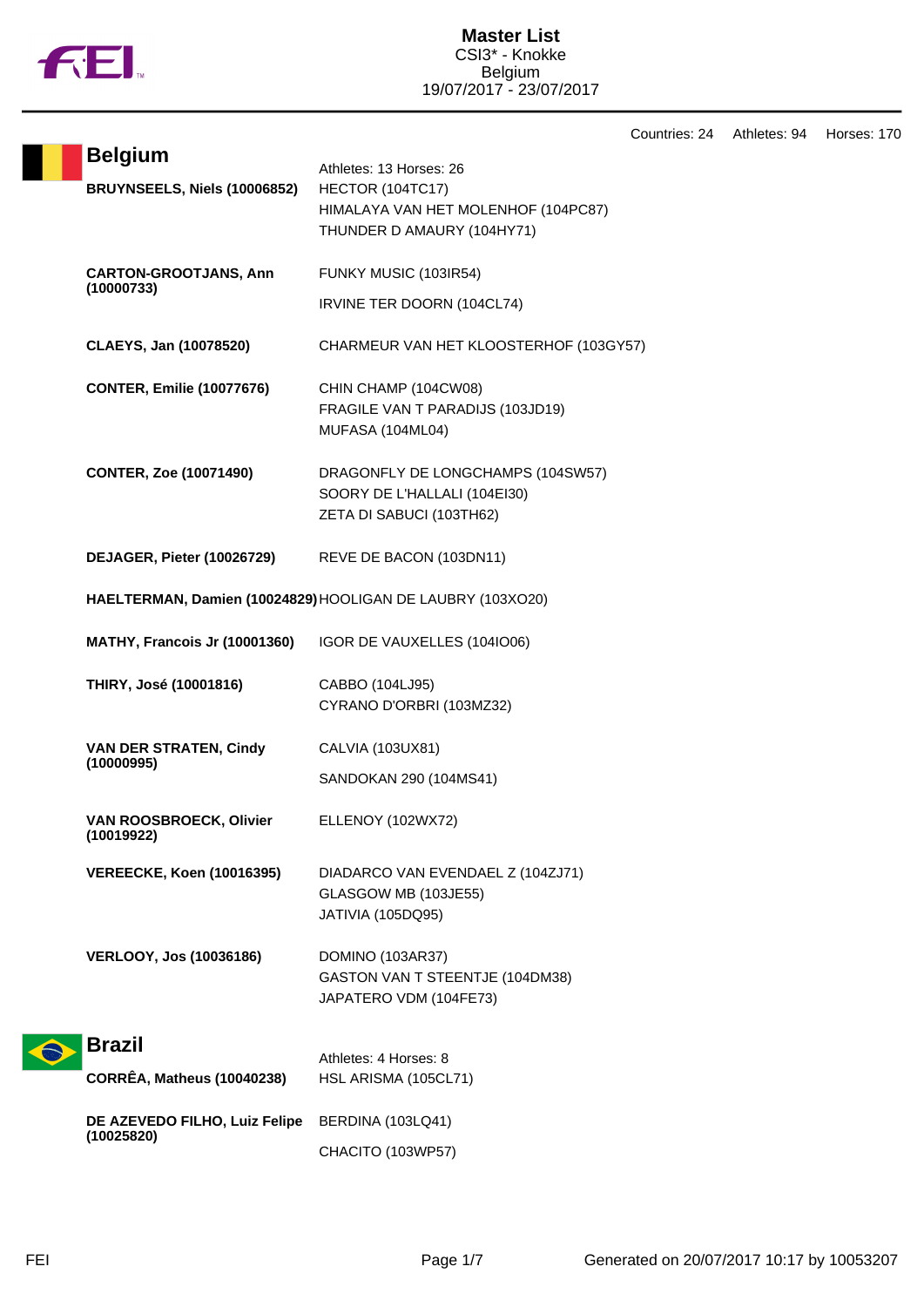# Master List

CSI3* - Knokke
Belgium
19/07/2017 - 23/07/2017

Countries: 24 Athletes: 94 Horses: 170

## Belgium

Athletes: 13 Horses: 26

| Athlete | Horses |
| --- | --- |
| **BRUYNSEELS, Niels (10006852)** | HECTOR (104TC17)<br>HIMALAYA VAN HET MOLENHOF (104PC87)<br>THUNDER D AMAURY (104HY71) |
| **CARTON-GROOTJANS, Ann (10000733)** | FUNKY MUSIC (103IR54)<br>IRVINE TER DOORN (104CL74) |
| **CLAEYS, Jan (10078520)** | CHARMEUR VAN HET KLOOSTERHOF (103GY57) |
| **CONTER, Emilie (10077676)** | CHIN CHAMP (104CW08)<br>FRAGILE VAN T PARADIJS (103JD19)<br>MUFASA (104ML04) |
| **CONTER, Zoe (10071490)** | DRAGONFLY DE LONGCHAMPS (104SW57)<br>SOORY DE L'HALLALI (104EI30)<br>ZETA DI SABUCI (103TH62) |
| **DEJAGER, Pieter (10026729)** | REVE DE BACON (103DN11) |
| **HAELTERMAN, Damien (10024829)** | HOOLIGAN DE LAUBRY (103XO20) |
| **MATHY, Francois Jr (10001360)** | IGOR DE VAUXELLES (104IO06) |
| **THIRY, José (10001816)** | CABBO (104LJ95)<br>CYRANO D'ORBRI (103MZ32) |
| **VAN DER STRATEN, Cindy (10000995)** | CALVIA (103UX81)<br>SANDOKAN 290 (104MS41) |
| **VAN ROOSBROECK, Olivier (10019922)** | ELLENOY (102WX72) |
| **VEREECKE, Koen (10016395)** | DIADARCO VAN EVENDAEL Z (104ZJ71)<br>GLASGOW MB (103JE55)<br>JATIVIA (105DQ95) |
| **VERLOOY, Jos (10036186)** | DOMINO (103AR37)<br>GASTON VAN T STEENTJE (104DM38)<br>JAPATERO VDM (104FE73) |

## Brazil

Athletes: 4 Horses: 8

| Athlete | Horses |
| --- | --- |
| **CORRÊA, Matheus (10040238)** | HSL ARISMA (105CL71) |
| **DE AZEVEDO FILHO, Luiz Felipe (10025820)** | BERDINA (103LQ41)<br>CHACITO (103WP57) |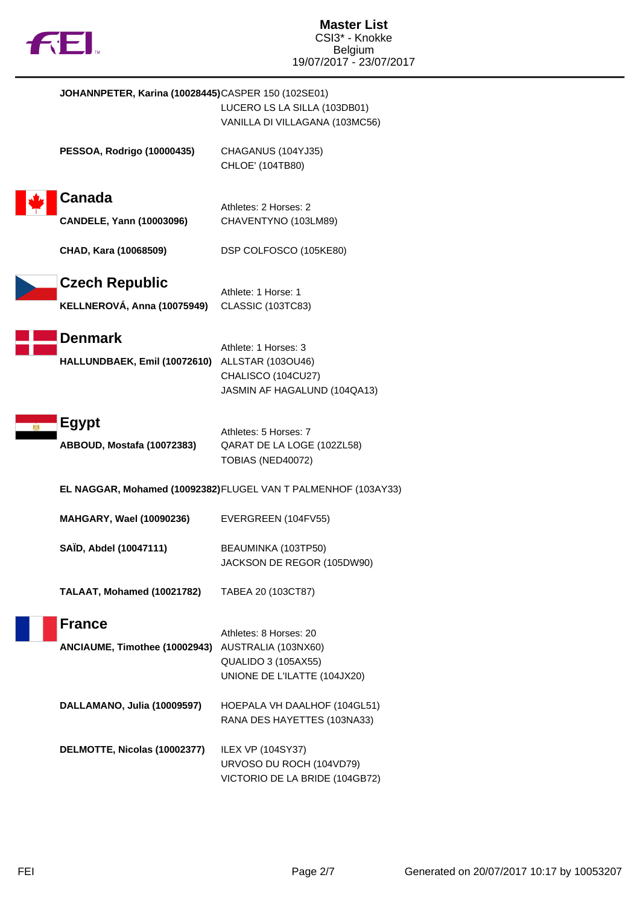**JOHANNPETER, Karina (10028445)** CASPER 150 (102SE01)
LUCERO LS LA SILLA (103DB01)
VANILLA DI VILLAGANA (103MC56)

**PESSOA, Rodrigo (10000435)** CHAGANUS (104YJ35)
CHLOE' (104TB80)

## Canada

Athletes: 2 Horses: 2

**CANDELE, Yann (10003096)** CHAVENTYNO (103LM89)

**CHAD, Kara (10068509)** DSP COLFOSCO (105KE80)

## Czech Republic

Athlete: 1 Horse: 1

**KELLNEROVÁ, Anna (10075949)** CLASSIC (103TC83)

## Denmark

Athlete: 1 Horses: 3

**HALLUNDBAEK, Emil (10072610)** ALLSTAR (103OU46)
CHALISCO (104CU27)
JASMIN AF HAGALUND (104QA13)

## Egypt

Athletes: 5 Horses: 7

**ABBOUD, Mostafa (10072383)** QARAT DE LA LOGE (102ZL58)
TOBIAS (NED40072)

**EL NAGGAR, Mohamed (10092382)** FLUGEL VAN T PALMENHOF (103AY33)

**MAHGARY, Wael (10090236)** EVERGREEN (104FV55)

**SAÏD, Abdel (10047111)** BEAUMINKA (103TP50)
JACKSON DE REGOR (105DW90)

**TALAAT, Mohamed (10021782)** TABEA 20 (103CT87)

## France

Athletes: 8 Horses: 20

**ANCIAUME, Timothee (10002943)** AUSTRALIA (103NX60)
QUALIDO 3 (105AX55)
UNIONE DE L'ILATTE (104JX20)

**DALLAMANO, Julia (10009597)** HOEPALA VH DAALHOF (104GL51)
RANA DES HAYETTES (103NA33)

**DELMOTTE, Nicolas (10002377)** ILEX VP (104SY37)
URVOSO DU ROCH (104VD79)
VICTORIO DE LA BRIDE (104GB72)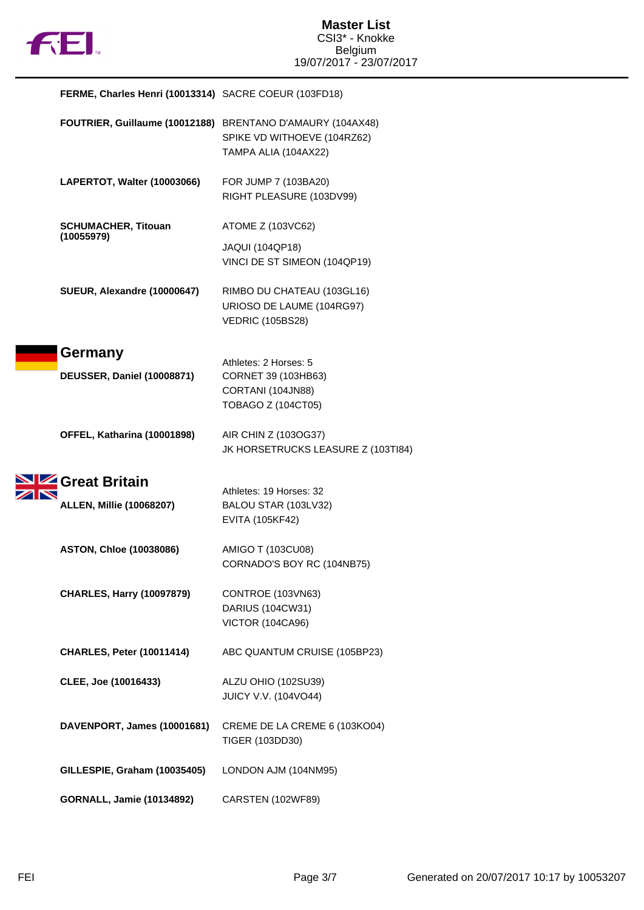| | |
|---|---|
| **FERME, Charles Henri (10013314)** | SACRE COEUR (103FD18) |
| **FOUTRIER, Guillaume (10012188)** | BRENTANO D'AMAURY (104AX48)<br>SPIKE VD WITHOEVE (104RZ62)<br>TAMPA ALIA (104AX22) |
| **LAPERTOT, Walter (10003066)** | FOR JUMP 7 (103BA20)<br>RIGHT PLEASURE (103DV99) |
| **SCHUMACHER, Titouan (10055979)** | ATOME Z (103VC62)<br>JAQUI (104QP18)<br>VINCI DE ST SIMEON (104QP19) |
| **SUEUR, Alexandre (10000647)** | RIMBO DU CHATEAU (103GL16)<br>URIOSO DE LAUME (104RG97)<br>VEDRIC (105BS28) |

## Germany

Athletes: 2 Horses: 5

| | |
|---|---|
| **DEUSSER, Daniel (10008871)** | CORNET 39 (103HB63)<br>CORTANI (104JN88)<br>TOBAGO Z (104CT05) |
| **OFFEL, Katharina (10001898)** | AIR CHIN Z (103OG37)<br>JK HORSETRUCKS LEASURE Z (103TI84) |

## Great Britain

Athletes: 19 Horses: 32

| | |
|---|---|
| **ALLEN, Millie (10068207)** | BALOU STAR (103LV32)<br>EVITA (105KF42) |
| **ASTON, Chloe (10038086)** | AMIGO T (103CU08)<br>CORNADO'S BOY RC (104NB75) |
| **CHARLES, Harry (10097879)** | CONTROE (103VN63)<br>DARIUS (104CW31)<br>VICTOR (104CA96) |
| **CHARLES, Peter (10011414)** | ABC QUANTUM CRUISE (105BP23) |
| **CLEE, Joe (10016433)** | ALZU OHIO (102SU39)<br>JUICY V.V. (104VO44) |
| **DAVENPORT, James (10001681)** | CREME DE LA CREME 6 (103KO04)<br>TIGER (103DD30) |
| **GILLESPIE, Graham (10035405)** | LONDON AJM (104NM95) |
| **GORNALL, Jamie (10134892)** | CARSTEN (102WF89) |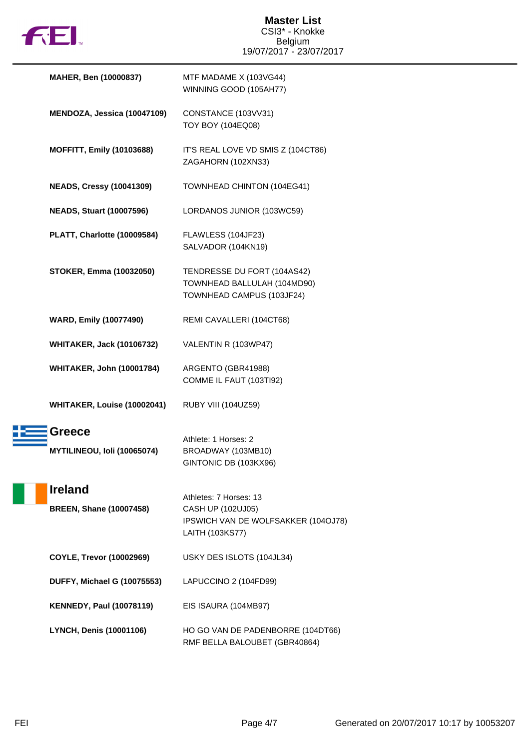**MAHER, Ben (10000837)**
MTF MADAME X (103VG44)
WINNING GOOD (105AH77)

**MENDOZA, Jessica (10047109)**
CONSTANCE (103VV31)
TOY BOY (104EQ08)

**MOFFITT, Emily (10103688)**
IT'S REAL LOVE VD SMIS Z (104CT86)
ZAGAHORN (102XN33)

**NEADS, Cressy (10041309)**
TOWNHEAD CHINTON (104EG41)

**NEADS, Stuart (10007596)**
LORDANOS JUNIOR (103WC59)

**PLATT, Charlotte (10009584)**
FLAWLESS (104JF23)
SALVADOR (104KN19)

**STOKER, Emma (10032050)**
TENDRESSE DU FORT (104AS42)
TOWNHEAD BALLULAH (104MD90)
TOWNHEAD CAMPUS (103JF24)

**WARD, Emily (10077490)**
REMI CAVALLERI (104CT68)

**WHITAKER, Jack (10106732)**
VALENTIN R (103WP47)

**WHITAKER, John (10001784)**
ARGENTO (GBR41988)
COMME IL FAUT (103TI92)

**WHITAKER, Louise (10002041)**
RUBY VIII (104UZ59)

## Greece

Athlete: 1 Horses: 2

**MYTILINEOU, Ioli (10065074)**
BROADWAY (103MB10)
GINTONIC DB (103KX96)

## Ireland

Athletes: 7 Horses: 13

**BREEN, Shane (10007458)**
CASH UP (102UJ05)
IPSWICH VAN DE WOLFSAKKER (104OJ78)
LAITH (103KS77)

**COYLE, Trevor (10002969)**
USKY DES ISLOTS (104JL34)

**DUFFY, Michael G (10075553)**
LAPUCCINO 2 (104FD99)

**KENNEDY, Paul (10078119)**
EIS ISAURA (104MB97)

**LYNCH, Denis (10001106)**
HO GO VAN DE PADENBORRE (104DT66)
RMF BELLA BALOUBET (GBR40864)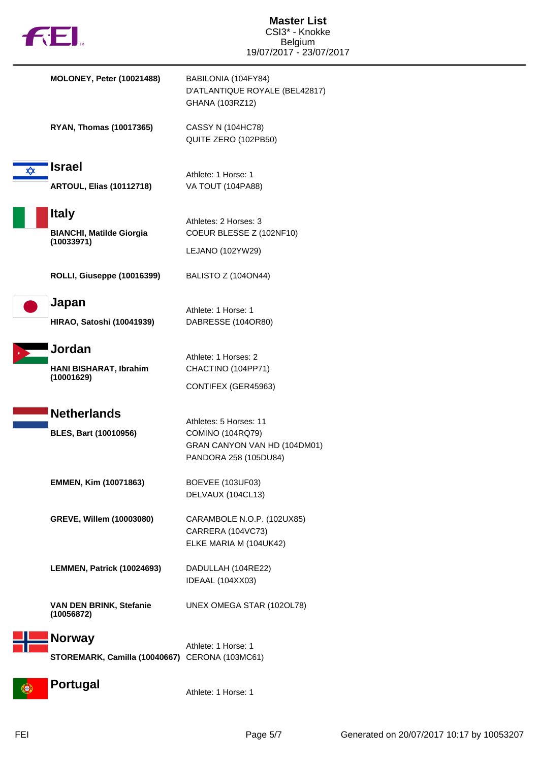| | |
|---|---|
| **MOLONEY, Peter (10021488)** | BABILONIA (104FY84)<br>D'ATLANTIQUE ROYALE (BEL42817)<br>GHANA (103RZ12) |
| **RYAN, Thomas (10017365)** | CASSY N (104HC78)<br>QUITE ZERO (102PB50) |

## Israel

Athlete: 1 Horse: 1

| | |
|---|---|
| **ARTOUL, Elias (10112718)** | VA TOUT (104PA88) |

## Italy

Athletes: 2 Horses: 3

| | |
|---|---|
| **BIANCHI, Matilde Giorgia (10033971)** | COEUR BLESSE Z (102NF10)<br>LEJANO (102YW29) |
| **ROLLI, Giuseppe (10016399)** | BALISTO Z (104ON44) |

## Japan

Athlete: 1 Horse: 1

| | |
|---|---|
| **HIRAO, Satoshi (10041939)** | DABRESSE (104OR80) |

## Jordan

Athlete: 1 Horses: 2

| | |
|---|---|
| **HANI BISHARAT, Ibrahim (10001629)** | CHACTINO (104PP71)<br>CONTIFEX (GER45963) |

## Netherlands

Athletes: 5 Horses: 11

| | |
|---|---|
| **BLES, Bart (10010956)** | COMINO (104RQ79)<br>GRAN CANYON VAN HD (104DM01)<br>PANDORA 258 (105DU84) |
| **EMMEN, Kim (10071863)** | BOEVEE (103UF03)<br>DELVAUX (104CL13) |
| **GREVE, Willem (10003080)** | CARAMBOLE N.O.P. (102UX85)<br>CARRERA (104VC73)<br>ELKE MARIA M (104UK42) |
| **LEMMEN, Patrick (10024693)** | DADULLAH (104RE22)<br>IDEAAL (104XX03) |
| **VAN DEN BRINK, Stefanie (10056872)** | UNEX OMEGA STAR (102OL78) |

## Norway

Athlete: 1 Horse: 1

| | |
|---|---|
| **STOREMARK, Camilla (10040667)** | CERONA (103MC61) |

## Portugal

Athlete: 1 Horse: 1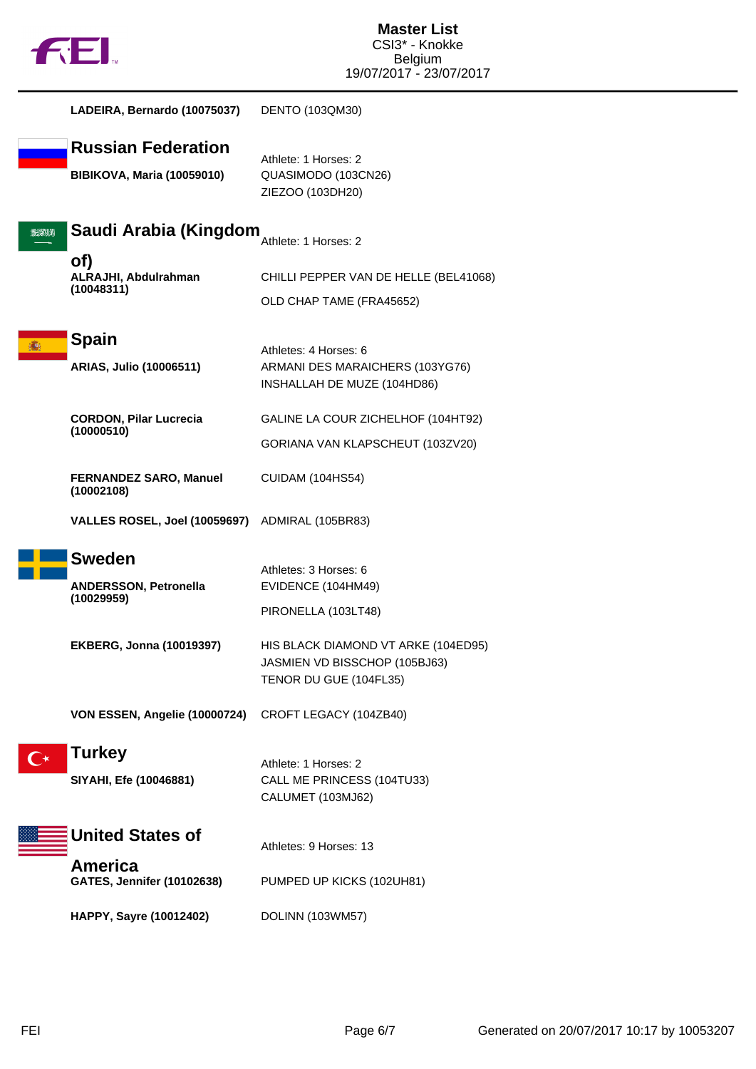LADEIRA, Bernardo (10075037) DENTO (103QM30)

## Russian Federation

Athlete: 1 Horses: 2

**BIBIKOVA, Maria (10059010)**
QUASIMODO (103CN26)
ZIEZOO (103DH20)

## Saudi Arabia (Kingdom of)

Athlete: 1 Horses: 2

**ALRAJHI, Abdulrahman (10048311)**
CHILLI PEPPER VAN DE HELLE (BEL41068)
OLD CHAP TAME (FRA45652)

## Spain

Athletes: 4 Horses: 6

**ARIAS, Julio (10006511)**
ARMANI DES MARAICHERS (103YG76)
INSHALLAH DE MUZE (104HD86)

**CORDON, Pilar Lucrecia (10000510)**
GALINE LA COUR ZICHELHOF (104HT92)
GORIANA VAN KLAPSCHEUT (103ZV20)

**FERNANDEZ SARO, Manuel (10002108)**
CUIDAM (104HS54)

**VALLES ROSEL, Joel (10059697)**
ADMIRAL (105BR83)

## Sweden

Athletes: 3 Horses: 6

**ANDERSSON, Petronella (10029959)**
EVIDENCE (104HM49)
PIRONELLA (103LT48)

**EKBERG, Jonna (10019397)**
HIS BLACK DIAMOND VT ARKE (104ED95)
JASMIEN VD BISSCHOP (105BJ63)
TENOR DU GUE (104FL35)

**VON ESSEN, Angelie (10000724)**
CROFT LEGACY (104ZB40)

## Turkey

Athlete: 1 Horses: 2

**SIYAHI, Efe (10046881)**
CALL ME PRINCESS (104TU33)
CALUMET (103MJ62)

## United States of America

Athletes: 9 Horses: 13

**GATES, Jennifer (10102638)**
PUMPED UP KICKS (102UH81)

**HAPPY, Sayre (10012402)**
DOLINN (103WM57)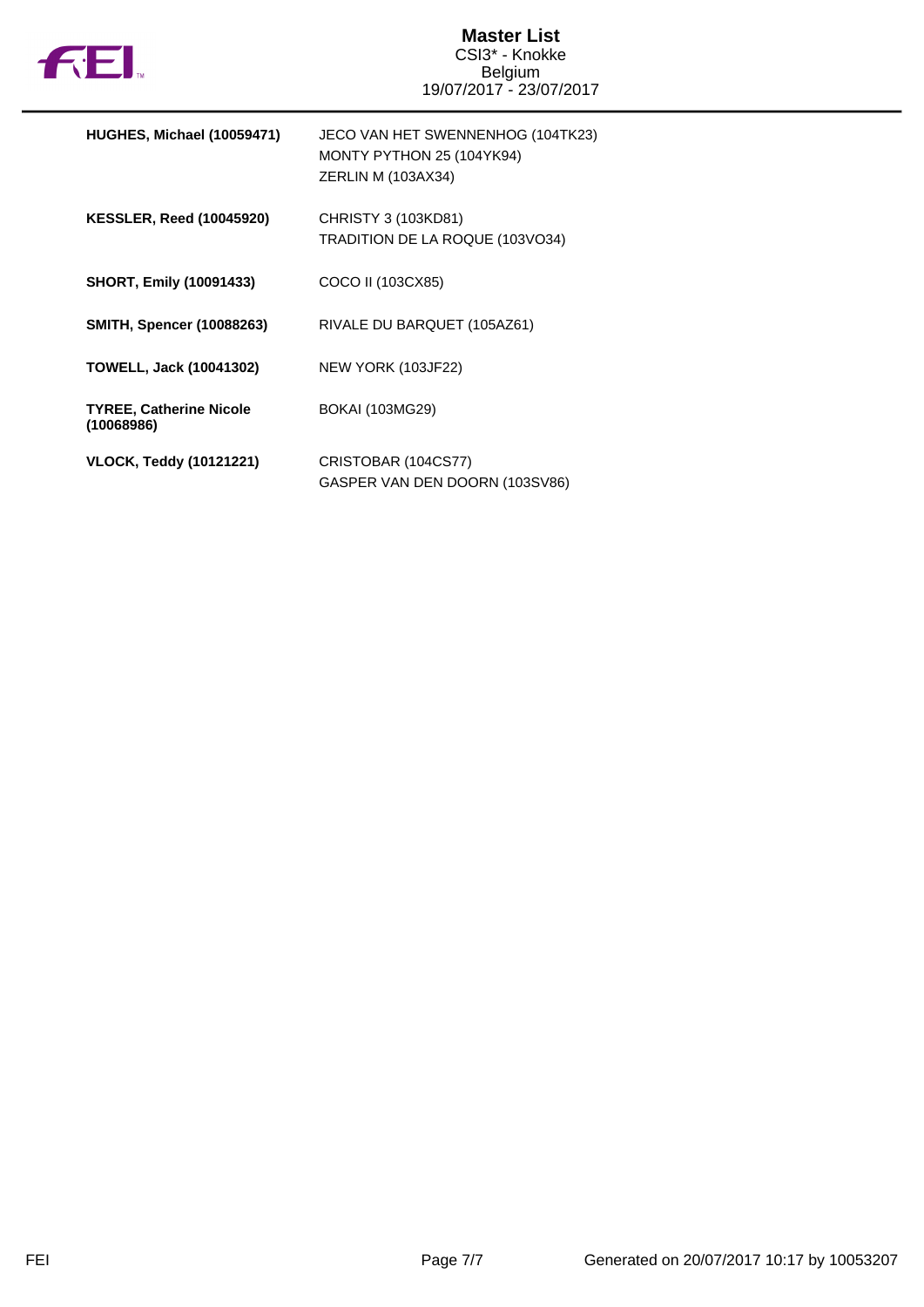**Master List**
CSI3* - Knokke
Belgium
19/07/2017 - 23/07/2017

| Rider | Horses |
|---|---|
| **HUGHES, Michael (10059471)** | JECO VAN HET SWENNENHOG (104TK23)<br>MONTY PYTHON 25 (104YK94)<br>ZERLIN M (103AX34) |
| **KESSLER, Reed (10045920)** | CHRISTY 3 (103KD81)<br>TRADITION DE LA ROQUE (103VO34) |
| **SHORT, Emily (10091433)** | COCO II (103CX85) |
| **SMITH, Spencer (10088263)** | RIVALE DU BARQUET (105AZ61) |
| **TOWELL, Jack (10041302)** | NEW YORK (103JF22) |
| **TYREE, Catherine Nicole (10068986)** | BOKAI (103MG29) |
| **VLOCK, Teddy (10121221)** | CRISTOBAR (104CS77)<br>GASPER VAN DEN DOORN (103SV86) |

Generated on 20/07/2017 10:17 by 10053207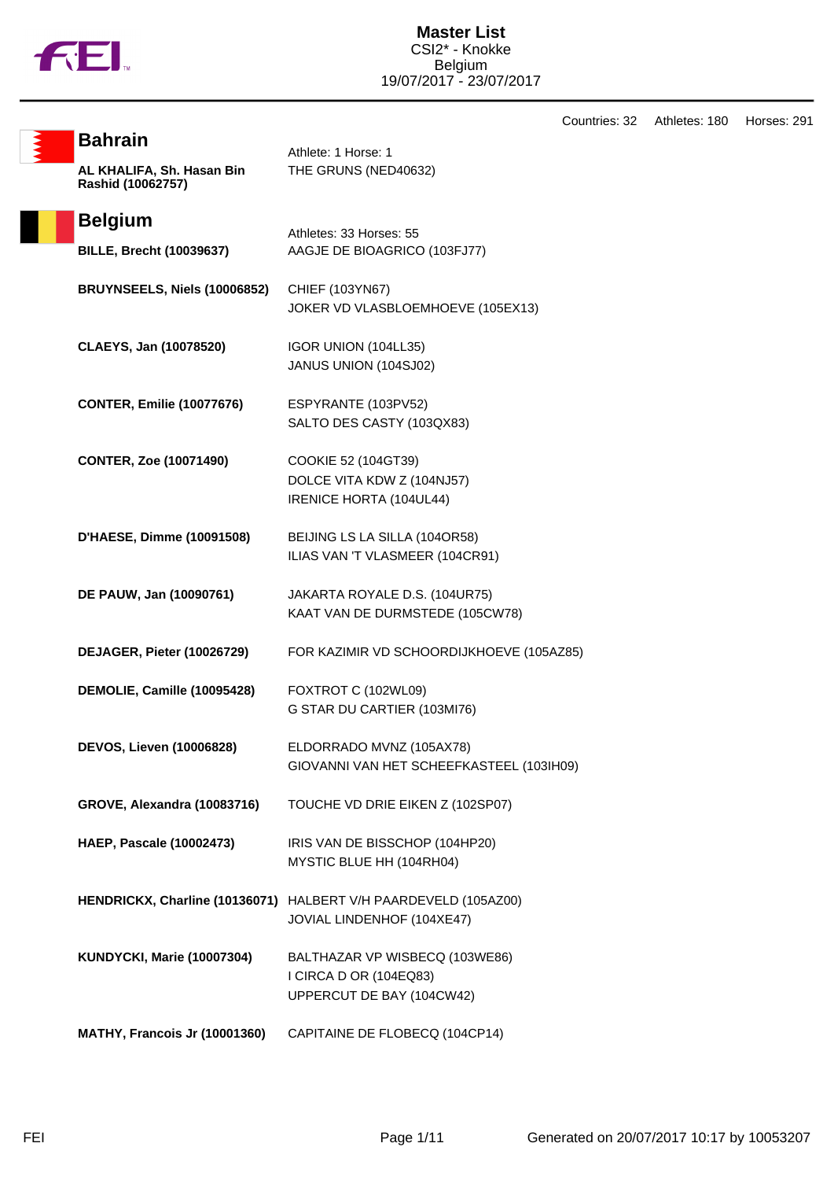# Master List
CSI2* - Knokke
Belgium
19/07/2017 - 23/07/2017

Countries: 32 Athletes: 180 Horses: 291

## Bahrain

Athlete: 1 Horse: 1

| Athlete | Horses |
|---|---|
| **AL KHALIFA, Sh. Hasan Bin Rashid (10062757)** | THE GRUNS (NED40632) |

## Belgium

Athletes: 33 Horses: 55

| Athlete | Horses |
|---|---|
| **BILLE, Brecht (10039637)** | AAGJE DE BIOAGRICO (103FJ77) |
| **BRUYNSEELS, Niels (10006852)** | CHIEF (103YN67)<br>JOKER VD VLASBLOEMHOEVE (105EX13) |
| **CLAEYS, Jan (10078520)** | IGOR UNION (104LL35)<br>JANUS UNION (104SJ02) |
| **CONTER, Emilie (10077676)** | ESPYRANTE (103PV52)<br>SALTO DES CASTY (103QX83) |
| **CONTER, Zoe (10071490)** | COOKIE 52 (104GT39)<br>DOLCE VITA KDW Z (104NJ57)<br>IRENICE HORTA (104UL44) |
| **D'HAESE, Dimme (10091508)** | BEIJING LS LA SILLA (104OR58)<br>ILIAS VAN 'T VLASMEER (104CR91) |
| **DE PAUW, Jan (10090761)** | JAKARTA ROYALE D.S. (104UR75)<br>KAAT VAN DE DURMSTEDE (105CW78) |
| **DEJAGER, Pieter (10026729)** | FOR KAZIMIR VD SCHOORDIJKHOEVE (105AZ85) |
| **DEMOLIE, Camille (10095428)** | FOXTROT C (102WL09)<br>G STAR DU CARTIER (103MI76) |
| **DEVOS, Lieven (10006828)** | ELDORRADO MVNZ (105AX78)<br>GIOVANNI VAN HET SCHEEFKASTEEL (103IH09) |
| **GROVE, Alexandra (10083716)** | TOUCHE VD DRIE EIKEN Z (102SP07) |
| **HAEP, Pascale (10002473)** | IRIS VAN DE BISSCHOP (104HP20)<br>MYSTIC BLUE HH (104RH04) |
| **HENDRICKX, Charline (10136071)** | HALBERT V/H PAARDEVELD (105AZ00)<br>JOVIAL LINDENHOF (104XE47) |
| **KUNDYCKI, Marie (10007304)** | BALTHAZAR VP WISBECQ (103WE86)<br>I CIRCA D OR (104EQ83)<br>UPPERCUT DE BAY (104CW42) |
| **MATHY, Francois Jr (10001360)** | CAPITAINE DE FLOBECQ (104CP14) |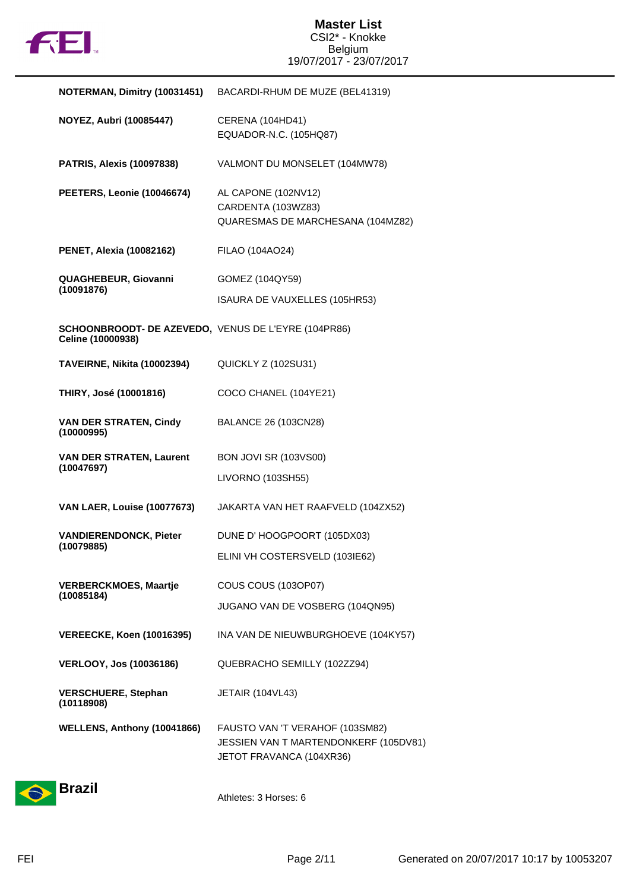| | |
|---|---|
| **NOTERMAN, Dimitry (10031451)** | BACARDI-RHUM DE MUZE (BEL41319) |
| **NOYEZ, Aubri (10085447)** | CERENA (104HD41)<br>EQUADOR-N.C. (105HQ87) |
| **PATRIS, Alexis (10097838)** | VALMONT DU MONSELET (104MW78) |
| **PEETERS, Leonie (10046674)** | AL CAPONE (102NV12)<br>CARDENTA (103WZ83)<br>QUARESMAS DE MARCHESANA (104MZ82) |
| **PENET, Alexia (10082162)** | FILAO (104AO24) |
| **QUAGHEBEUR, Giovanni (10091876)** | GOMEZ (104QY59)<br>ISAURA DE VAUXELLES (105HR53) |
| **SCHOONBROODT- DE AZEVEDO, Celine (10000938)** | VENUS DE L'EYRE (104PR86) |
| **TAVEIRNE, Nikita (10002394)** | QUICKLY Z (102SU31) |
| **THIRY, José (10001816)** | COCO CHANEL (104YE21) |
| **VAN DER STRATEN, Cindy (10000995)** | BALANCE 26 (103CN28) |
| **VAN DER STRATEN, Laurent (10047697)** | BON JOVI SR (103VS00)<br>LIVORNO (103SH55) |
| **VAN LAER, Louise (10077673)** | JAKARTA VAN HET RAAFVELD (104ZX52) |
| **VANDIERENDONCK, Pieter (10079885)** | DUNE D' HOOGPOORT (105DX03)<br>ELINI VH COSTERSVELD (103IE62) |
| **VERBERCKMOES, Maartje (10085184)** | COUS COUS (103OP07)<br>JUGANO VAN DE VOSBERG (104QN95) |
| **VEREECKE, Koen (10016395)** | INA VAN DE NIEUWBURGHOEVE (104KY57) |
| **VERLOOY, Jos (10036186)** | QUEBRACHO SEMILLY (102ZZ94) |
| **VERSCHUERE, Stephan (10118908)** | JETAIR (104VL43) |
| **WELLENS, Anthony (10041866)** | FAUSTO VAN 'T VERAHOF (103SM82)<br>JESSIEN VAN T MARTENDONKERF (105DV81)<br>JETOT FRAVANCA (104XR36) |

## Brazil

Athletes: 3 Horses: 6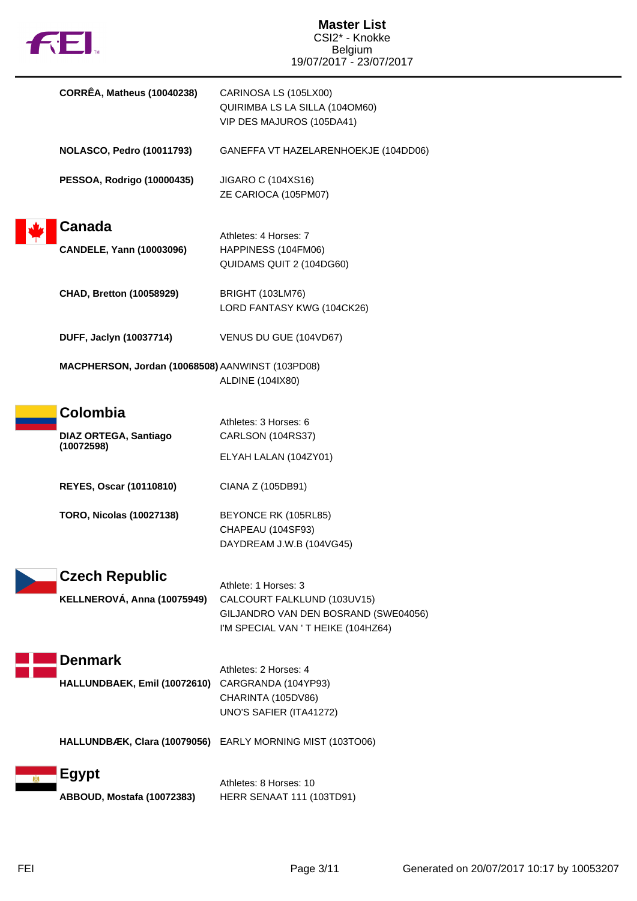# Master List

CSI2* - Knokke
Belgium
19/07/2017 - 23/07/2017

| Athlete | Horses |
|---|---|
| **CORRÊA, Matheus (10040238)** | CARINOSA LS (105LX00)<br>QUIRIMBA LS LA SILLA (104OM60)<br>VIP DES MAJUROS (105DA41) |
| **NOLASCO, Pedro (10011793)** | GANEFFA VT HAZELARENHOEKJE (104DD06) |
| **PESSOA, Rodrigo (10000435)** | JIGARO C (104XS16)<br>ZE CARIOCA (105PM07) |

## Canada

Athletes: 4 Horses: 7

| Athlete | Horses |
|---|---|
| **CANDELE, Yann (10003096)** | HAPPINESS (104FM06)<br>QUIDAMS QUIT 2 (104DG60) |
| **CHAD, Bretton (10058929)** | BRIGHT (103LM76)<br>LORD FANTASY KWG (104CK26) |
| **DUFF, Jaclyn (10037714)** | VENUS DU GUE (104VD67) |
| **MACPHERSON, Jordan (10068508)** | AANWINST (103PD08)<br>ALDINE (104IX80) |

## Colombia

Athletes: 3 Horses: 6

| Athlete | Horses |
|---|---|
| **DIAZ ORTEGA, Santiago (10072598)** | CARLSON (104RS37)<br>ELYAH LALAN (104ZY01) |
| **REYES, Oscar (10110810)** | CIANA Z (105DB91) |
| **TORO, Nicolas (10027138)** | BEYONCE RK (105RL85)<br>CHAPEAU (104SF93)<br>DAYDREAM J.W.B (104VG45) |

## Czech Republic

Athlete: 1 Horses: 3

| Athlete | Horses |
|---|---|
| **KELLNEROVÁ, Anna (10075949)** | CALCOURT FALKLUND (103UV15)<br>GILJANDRO VAN DEN BOSRAND (SWE04056)<br>I'M SPECIAL VAN ' T HEIKE (104HZ64) |

## Denmark

Athletes: 2 Horses: 4

| Athlete | Horses |
|---|---|
| **HALLUNDBAEK, Emil (10072610)** | CARGRANDA (104YP93)<br>CHARINTA (105DV86)<br>UNO'S SAFIER (ITA41272) |
| **HALLUNDBÆK, Clara (10079056)** | EARLY MORNING MIST (103TO06) |

## Egypt

Athletes: 8 Horses: 10

| Athlete | Horses |
|---|---|
| **ABBOUD, Mostafa (10072383)** | HERR SENAAT 111 (103TD91) |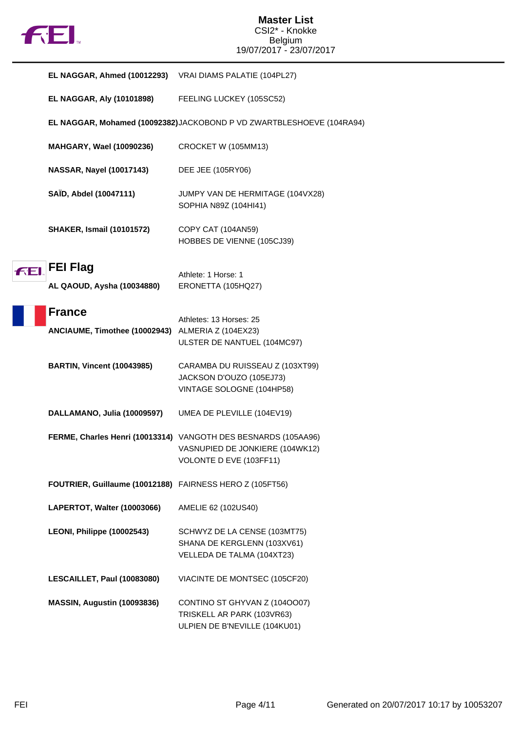| Athlete | Horse(s) |
| --- | --- |
| **EL NAGGAR, Ahmed (10012293)** | VRAI DIAMS PALATIE (104PL27) |
| **EL NAGGAR, Aly (10101898)** | FEELING LUCKEY (105SC52) |
| **EL NAGGAR, Mohamed (10092382)** | JACKOBOND P VD ZWARTBLESHOEVE (104RA94) |
| **MAHGARY, Wael (10090236)** | CROCKET W (105MM13) |
| **NASSAR, Nayel (10017143)** | DEE JEE (105RY06) |
| **SAÏD, Abdel (10047111)** | JUMPY VAN DE HERMITAGE (104VX28)<br>SOPHIA N89Z (104HI41) |
| **SHAKER, Ismail (10101572)** | COPY CAT (104AN59)<br>HOBBES DE VIENNE (105CJ39) |

## FEI Flag

Athlete: 1 Horse: 1

| Athlete | Horse(s) |
| --- | --- |
| **AL QAOUD, Aysha (10034880)** | ERONETTA (105HQ27) |

## France

Athletes: 13 Horses: 25

| Athlete | Horse(s) |
| --- | --- |
| **ANCIAUME, Timothee (10002943)** | ALMERIA Z (104EX23)<br>ULSTER DE NANTUEL (104MC97) |
| **BARTIN, Vincent (10043985)** | CARAMBA DU RUISSEAU Z (103XT99)<br>JACKSON D'OUZO (105EJ73)<br>VINTAGE SOLOGNE (104HP58) |
| **DALLAMANO, Julia (10009597)** | UMEA DE PLEVILLE (104EV19) |
| **FERME, Charles Henri (10013314)** | VANGOTH DES BESNARDS (105AA96)<br>VASNUPIED DE JONKIERE (104WK12)<br>VOLONTE D EVE (103FF11) |
| **FOUTRIER, Guillaume (10012188)** | FAIRNESS HERO Z (105FT56) |
| **LAPERTOT, Walter (10003066)** | AMELIE 62 (102US40) |
| **LEONI, Philippe (10002543)** | SCHWYZ DE LA CENSE (103MT75)<br>SHANA DE KERGLENN (103XV61)<br>VELLEDA DE TALMA (104XT23) |
| **LESCAILLET, Paul (10083080)** | VIACINTE DE MONTSEC (105CF20) |
| **MASSIN, Augustin (10093836)** | CONTINO ST GHYVAN Z (104OO07)<br>TRISKELL AR PARK (103VR63)<br>ULPIEN DE B'NEVILLE (104KU01) |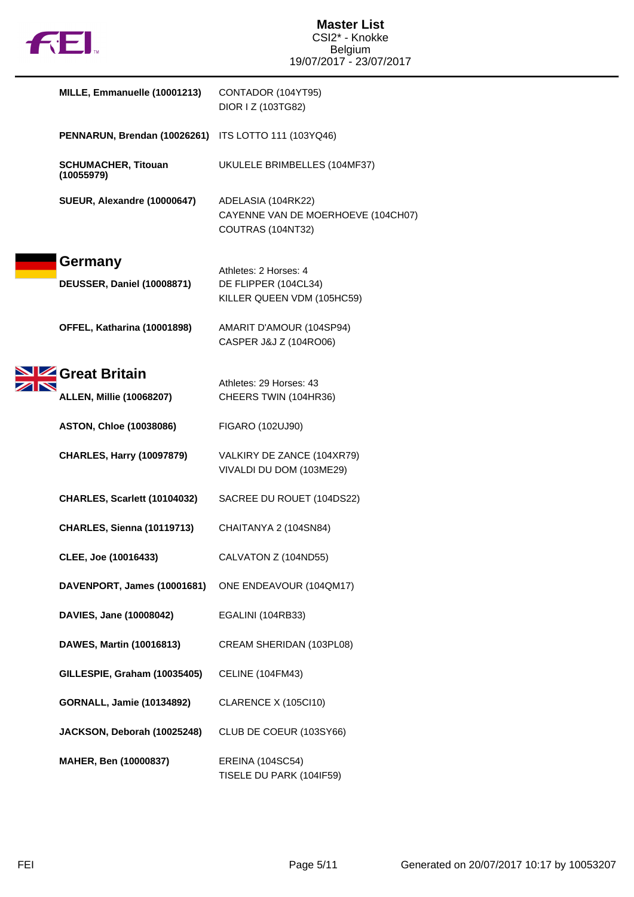# Master List

CSI2* - Knokke
Belgium
19/07/2017 - 23/07/2017

| | |
|---|---|
| **MILLE, Emmanuelle (10001213)** | CONTADOR (104YT95)<br>DIOR I Z (103TG82) |
| **PENNARUN, Brendan (10026261)** | ITS LOTTO 111 (103YQ46) |
| **SCHUMACHER, Titouan (10055979)** | UKULELE BRIMBELLES (104MF37) |
| **SUEUR, Alexandre (10000647)** | ADELASIA (104RK22)<br>CAYENNE VAN DE MOERHOEVE (104CH07)<br>COUTRAS (104NT32) |

## Germany

Athletes: 2 Horses: 4

| | |
|---|---|
| **DEUSSER, Daniel (10008871)** | DE FLIPPER (104CL34)<br>KILLER QUEEN VDM (105HC59) |
| **OFFEL, Katharina (10001898)** | AMARIT D'AMOUR (104SP94)<br>CASPER J&J Z (104RO06) |

## Great Britain

Athletes: 29 Horses: 43

| | |
|---|---|
| **ALLEN, Millie (10068207)** | CHEERS TWIN (104HR36) |
| **ASTON, Chloe (10038086)** | FIGARO (102UJ90) |
| **CHARLES, Harry (10097879)** | VALKIRY DE ZANCE (104XR79)<br>VIVALDI DU DOM (103ME29) |
| **CHARLES, Scarlett (10104032)** | SACREE DU ROUET (104DS22) |
| **CHARLES, Sienna (10119713)** | CHAITANYA 2 (104SN84) |
| **CLEE, Joe (10016433)** | CALVATON Z (104ND55) |
| **DAVENPORT, James (10001681)** | ONE ENDEAVOUR (104QM17) |
| **DAVIES, Jane (10008042)** | EGALINI (104RB33) |
| **DAWES, Martin (10016813)** | CREAM SHERIDAN (103PL08) |
| **GILLESPIE, Graham (10035405)** | CELINE (104FM43) |
| **GORNALL, Jamie (10134892)** | CLARENCE X (105CI10) |
| **JACKSON, Deborah (10025248)** | CLUB DE COEUR (103SY66) |
| **MAHER, Ben (10000837)** | EREINA (104SC54)<br>TISELE DU PARK (104IF59) |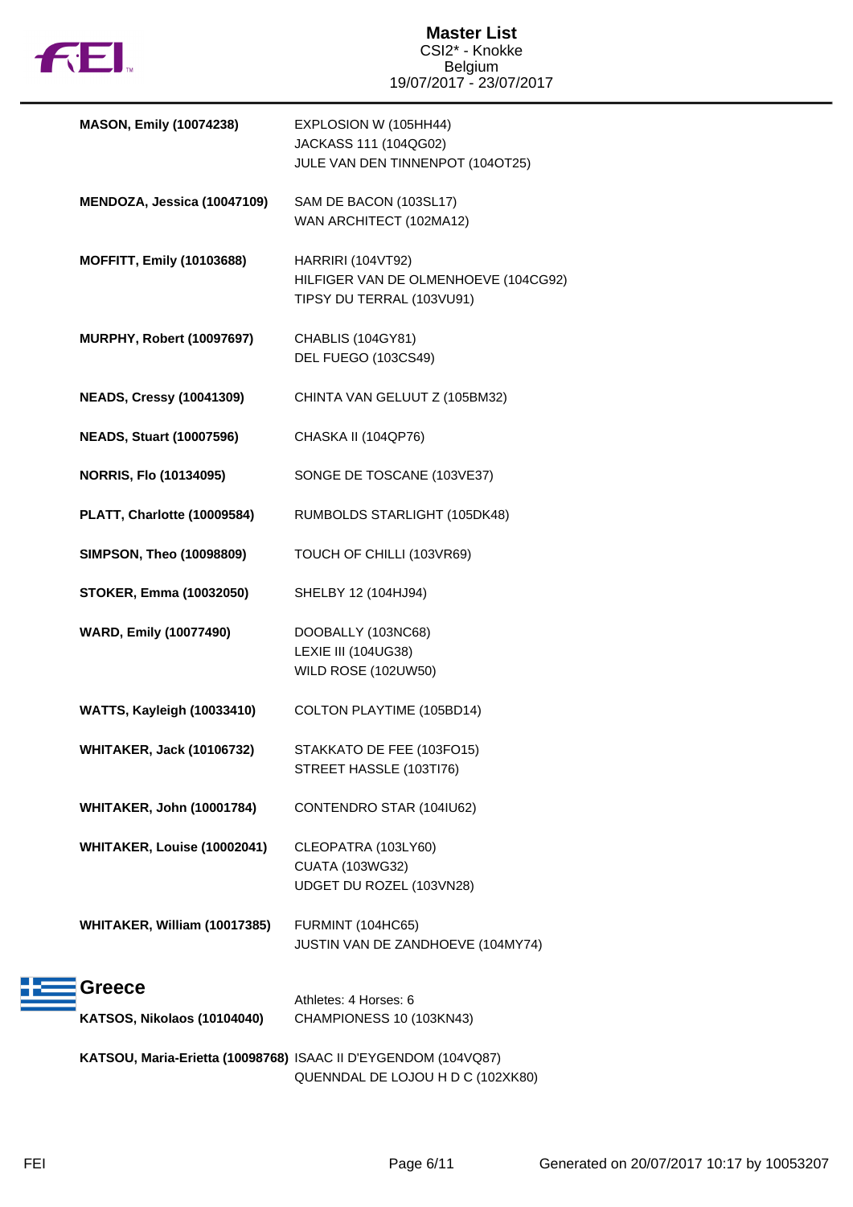| Athlete | Horses |
|---|---|
| **MASON, Emily (10074238)** | EXPLOSION W (105HH44)<br>JACKASS 111 (104QG02)<br>JULE VAN DEN TINNENPOT (104OT25) |
| **MENDOZA, Jessica (10047109)** | SAM DE BACON (103SL17)<br>WAN ARCHITECT (102MA12) |
| **MOFFITT, Emily (10103688)** | HARRIRI (104VT92)<br>HILFIGER VAN DE OLMENHOEVE (104CG92)<br>TIPSY DU TERRAL (103VU91) |
| **MURPHY, Robert (10097697)** | CHABLIS (104GY81)<br>DEL FUEGO (103CS49) |
| **NEADS, Cressy (10041309)** | CHINTA VAN GELUUT Z (105BM32) |
| **NEADS, Stuart (10007596)** | CHASKA II (104QP76) |
| **NORRIS, Flo (10134095)** | SONGE DE TOSCANE (103VE37) |
| **PLATT, Charlotte (10009584)** | RUMBOLDS STARLIGHT (105DK48) |
| **SIMPSON, Theo (10098809)** | TOUCH OF CHILLI (103VR69) |
| **STOKER, Emma (10032050)** | SHELBY 12 (104HJ94) |
| **WARD, Emily (10077490)** | DOOBALLY (103NC68)<br>LEXIE III (104UG38)<br>WILD ROSE (102UW50) |
| **WATTS, Kayleigh (10033410)** | COLTON PLAYTIME (105BD14) |
| **WHITAKER, Jack (10106732)** | STAKKATO DE FEE (103FO15)<br>STREET HASSLE (103TI76) |
| **WHITAKER, John (10001784)** | CONTENDRO STAR (104IU62) |
| **WHITAKER, Louise (10002041)** | CLEOPATRA (103LY60)<br>CUATA (103WG32)<br>UDGET DU ROZEL (103VN28) |
| **WHITAKER, William (10017385)** | FURMINT (104HC65)<br>JUSTIN VAN DE ZANDHOEVE (104MY74) |

## Greece

Athletes: 4 Horses: 6

| Athlete | Horses |
|---|---|
| **KATSOS, Nikolaos (10104040)** | CHAMPIONESS 10 (103KN43) |
| **KATSOU, Maria-Erietta (10098768)** | ISAAC II D'EYGENDOM (104VQ87)<br>QUENNDAL DE LOJOU H D C (102XK80) |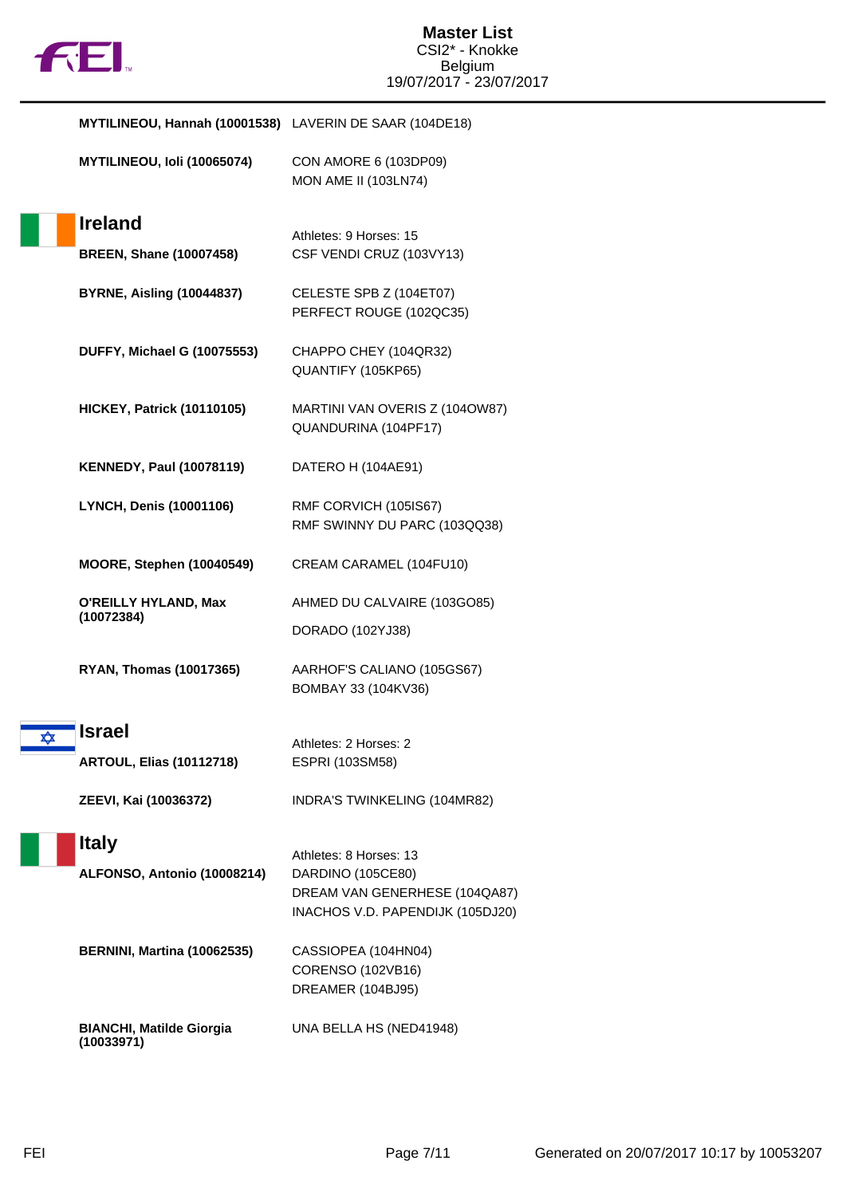| Athlete | Horses |
|---|---|
| **MYTILINEOU, Hannah (10001538)** | LAVERIN DE SAAR (104DE18) |
| **MYTILINEOU, Ioli (10065074)** | CON AMORE 6 (103DP09)<br>MON AME II (103LN74) |

## Ireland

Athletes: 9 Horses: 15

| Athlete | Horses |
|---|---|
| **BREEN, Shane (10007458)** | CSF VENDI CRUZ (103VY13) |
| **BYRNE, Aisling (10044837)** | CELESTE SPB Z (104ET07)<br>PERFECT ROUGE (102QC35) |
| **DUFFY, Michael G (10075553)** | CHAPPO CHEY (104QR32)<br>QUANTIFY (105KP65) |
| **HICKEY, Patrick (10110105)** | MARTINI VAN OVERIS Z (104OW87)<br>QUANDURINA (104PF17) |
| **KENNEDY, Paul (10078119)** | DATERO H (104AE91) |
| **LYNCH, Denis (10001106)** | RMF CORVICH (105IS67)<br>RMF SWINNY DU PARC (103QQ38) |
| **MOORE, Stephen (10040549)** | CREAM CARAMEL (104FU10) |
| **O'REILLY HYLAND, Max (10072384)** | AHMED DU CALVAIRE (103GO85)<br>DORADO (102YJ38) |
| **RYAN, Thomas (10017365)** | AARHOF'S CALIANO (105GS67)<br>BOMBAY 33 (104KV36) |

## Israel

Athletes: 2 Horses: 2

| Athlete | Horses |
|---|---|
| **ARTOUL, Elias (10112718)** | ESPRI (103SM58) |
| **ZEEVI, Kai (10036372)** | INDRA'S TWINKELING (104MR82) |

## Italy

Athletes: 8 Horses: 13

| Athlete | Horses |
|---|---|
| **ALFONSO, Antonio (10008214)** | DARDINO (105CE80)<br>DREAM VAN GENERHESE (104QA87)<br>INACHOS V.D. PAPENDIJK (105DJ20) |
| **BERNINI, Martina (10062535)** | CASSIOPEA (104HN04)<br>CORENSO (102VB16)<br>DREAMER (104BJ95) |
| **BIANCHI, Matilde Giorgia (10033971)** | UNA BELLA HS (NED41948) |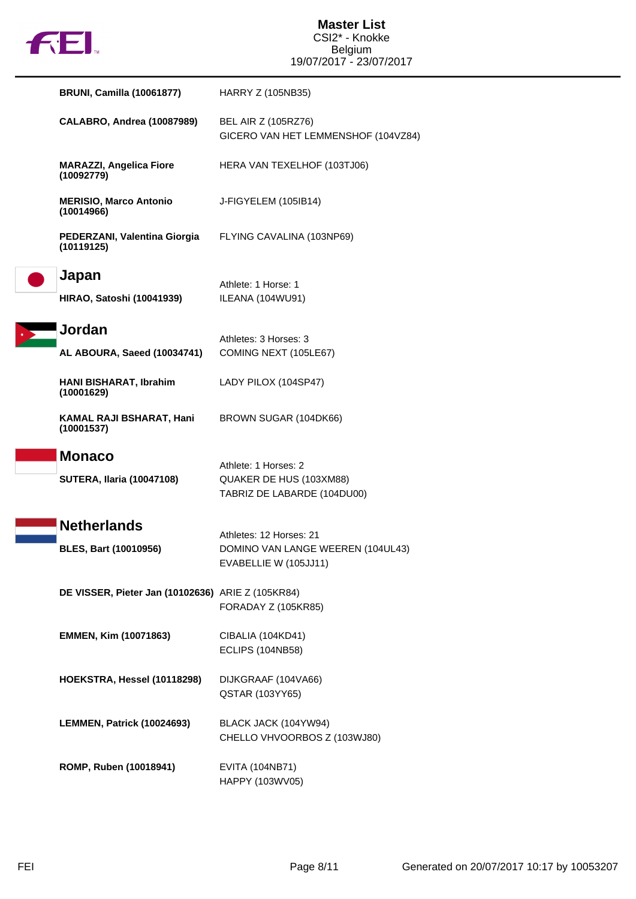| Athlete | Horse |
|---|---|
| **BRUNI, Camilla (10061877)** | HARRY Z (105NB35) |
| **CALABRO, Andrea (10087989)** | BEL AIR Z (105RZ76)<br>GICERO VAN HET LEMMENSHOF (104VZ84) |
| **MARAZZI, Angelica Fiore (10092779)** | HERA VAN TEXELHOF (103TJ06) |
| **MERISIO, Marco Antonio (10014966)** | J-FIGYELEM (105IB14) |
| **PEDERZANI, Valentina Giorgia (10119125)** | FLYING CAVALINA (103NP69) |

## Japan

Athlete: 1 Horse: 1

| Athlete | Horse |
|---|---|
| **HIRAO, Satoshi (10041939)** | ILEANA (104WU91) |

## Jordan

Athletes: 3 Horses: 3

| Athlete | Horse |
|---|---|
| **AL ABOURA, Saeed (10034741)** | COMING NEXT (105LE67) |
| **HANI BISHARAT, Ibrahim (10001629)** | LADY PILOX (104SP47) |
| **KAMAL RAJI BSHARAT, Hani (10001537)** | BROWN SUGAR (104DK66) |

## Monaco

Athlete: 1 Horses: 2

| Athlete | Horse |
|---|---|
| **SUTERA, Ilaria (10047108)** | QUAKER DE HUS (103XM88)<br>TABRIZ DE LABARDE (104DU00) |

## Netherlands

Athletes: 12 Horses: 21

| Athlete | Horse |
|---|---|
| **BLES, Bart (10010956)** | DOMINO VAN LANGE WEEREN (104UL43)<br>EVABELLIE W (105JJ11) |
| **DE VISSER, Pieter Jan (10102636)** | ARIE Z (105KR84)<br>FORADAY Z (105KR85) |
| **EMMEN, Kim (10071863)** | CIBALIA (104KD41)<br>ECLIPS (104NB58) |
| **HOEKSTRA, Hessel (10118298)** | DIJKGRAAF (104VA66)<br>QSTAR (103YY65) |
| **LEMMEN, Patrick (10024693)** | BLACK JACK (104YW94)<br>CHELLO VHVOORBOS Z (103WJ80) |
| **ROMP, Ruben (10018941)** | EVITA (104NB71)<br>HAPPY (103WV05) |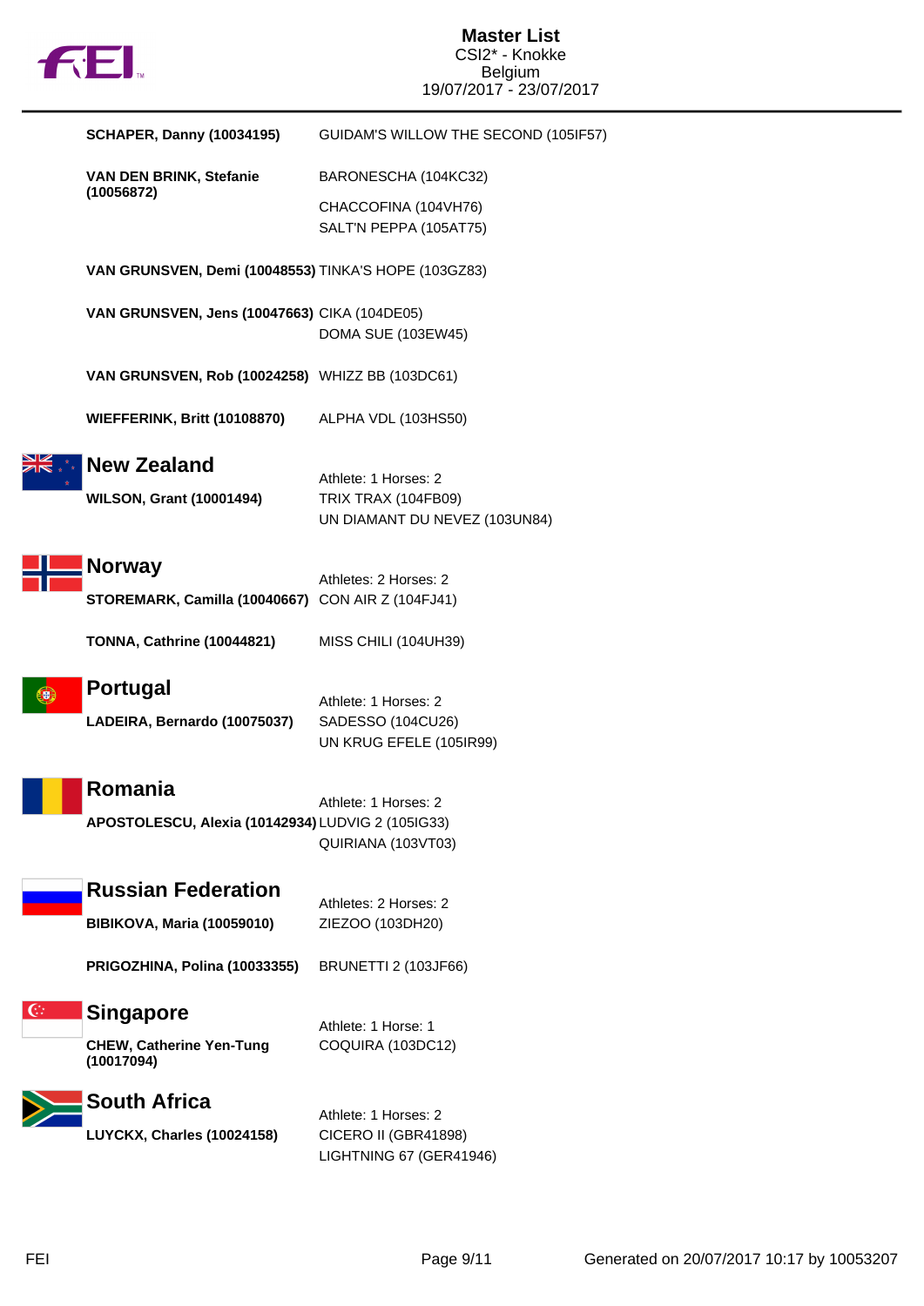| | |
|---|---|
| **SCHAPER, Danny (10034195)** | GUIDAM'S WILLOW THE SECOND (105IF57) |
| **VAN DEN BRINK, Stefanie (10056872)** | BARONESCHA (104KC32) |
| | CHACCOFINA (104VH76) |
| | SALT'N PEPPA (105AT75) |
| **VAN GRUNSVEN, Demi (10048553)** | TINKA'S HOPE (103GZ83) |
| **VAN GRUNSVEN, Jens (10047663)** | CIKA (104DE05) |
| | DOMA SUE (103EW45) |
| **VAN GRUNSVEN, Rob (10024258)** | WHIZZ BB (103DC61) |
| **WIEFFERINK, Britt (10108870)** | ALPHA VDL (103HS50) |

## New Zealand

| | |
|---|---|
| | Athlete: 1 Horses: 2 |
| **WILSON, Grant (10001494)** | TRIX TRAX (104FB09) |
| | UN DIAMANT DU NEVEZ (103UN84) |

## Norway

| | |
|---|---|
| | Athletes: 2 Horses: 2 |
| **STOREMARK, Camilla (10040667)** | CON AIR Z (104FJ41) |
| **TONNA, Cathrine (10044821)** | MISS CHILI (104UH39) |

## Portugal

| | |
|---|---|
| | Athlete: 1 Horses: 2 |
| **LADEIRA, Bernardo (10075037)** | SADESSO (104CU26) |
| | UN KRUG EFELE (105IR99) |

## Romania

| | |
|---|---|
| | Athlete: 1 Horses: 2 |
| **APOSTOLESCU, Alexia (10142934)** | LUDVIG 2 (105IG33) |
| | QUIRIANA (103VT03) |

## Russian Federation

| | |
|---|---|
| | Athletes: 2 Horses: 2 |
| **BIBIKOVA, Maria (10059010)** | ZIEZOO (103DH20) |
| **PRIGOZHINA, Polina (10033355)** | BRUNETTI 2 (103JF66) |

## Singapore

| | |
|---|---|
| | Athlete: 1 Horse: 1 |
| **CHEW, Catherine Yen-Tung (10017094)** | COQUIRA (103DC12) |

## South Africa

| | |
|---|---|
| | Athlete: 1 Horses: 2 |
| **LUYCKX, Charles (10024158)** | CICERO II (GBR41898) |
| | LIGHTNING 67 (GER41946) |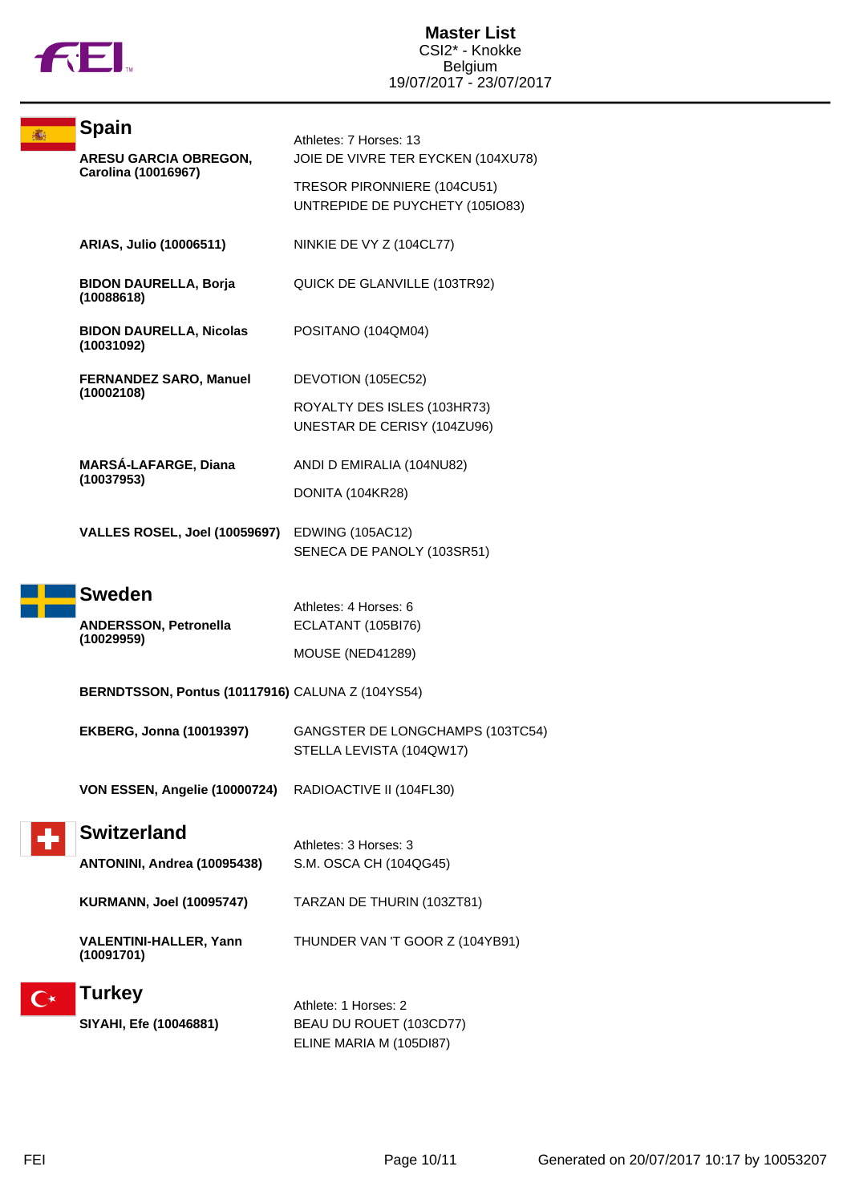# Master List
CSI2* - Knokke
Belgium
19/07/2017 - 23/07/2017

## Spain

Athletes: 7 Horses: 13

| Athlete | Horses |
|---|---|
| **ARESU GARCIA OBREGON, Carolina (10016967)** | JOIE DE VIVRE TER EYCKEN (104XU78)<br>TRESOR PIRONNIERE (104CU51)<br>UNTREPIDE DE PUYCHETY (105IO83) |
| **ARIAS, Julio (10006511)** | NINKIE DE VY Z (104CL77) |
| **BIDON DAURELLA, Borja (10088618)** | QUICK DE GLANVILLE (103TR92) |
| **BIDON DAURELLA, Nicolas (10031092)** | POSITANO (104QM04) |
| **FERNANDEZ SARO, Manuel (10002108)** | DEVOTION (105EC52)<br>ROYALTY DES ISLES (103HR73)<br>UNESTAR DE CERISY (104ZU96) |
| **MARSÁ-LAFARGE, Diana (10037953)** | ANDI D EMIRALIA (104NU82)<br>DONITA (104KR28) |
| **VALLES ROSEL, Joel (10059697)** | EDWING (105AC12)<br>SENECA DE PANOLY (103SR51) |

## Sweden

Athletes: 4 Horses: 6

| Athlete | Horses |
|---|---|
| **ANDERSSON, Petronella (10029959)** | ECLATANT (105BI76)<br>MOUSE (NED41289) |
| **BERNDTSSON, Pontus (10117916)** | CALUNA Z (104YS54) |
| **EKBERG, Jonna (10019397)** | GANGSTER DE LONGCHAMPS (103TC54)<br>STELLA LEVISTA (104QW17) |
| **VON ESSEN, Angelie (10000724)** | RADIOACTIVE II (104FL30) |

## Switzerland

Athletes: 3 Horses: 3

| Athlete | Horses |
|---|---|
| **ANTONINI, Andrea (10095438)** | S.M. OSCA CH (104QG45) |
| **KURMANN, Joel (10095747)** | TARZAN DE THURIN (103ZT81) |
| **VALENTINI-HALLER, Yann (10091701)** | THUNDER VAN 'T GOOR Z (104YB91) |

## Turkey

Athlete: 1 Horses: 2

| Athlete | Horses |
|---|---|
| **SIYAHI, Efe (10046881)** | BEAU DU ROUET (103CD77)<br>ELINE MARIA M (105DI87) |

Generated on 20/07/2017 10:17 by 10053207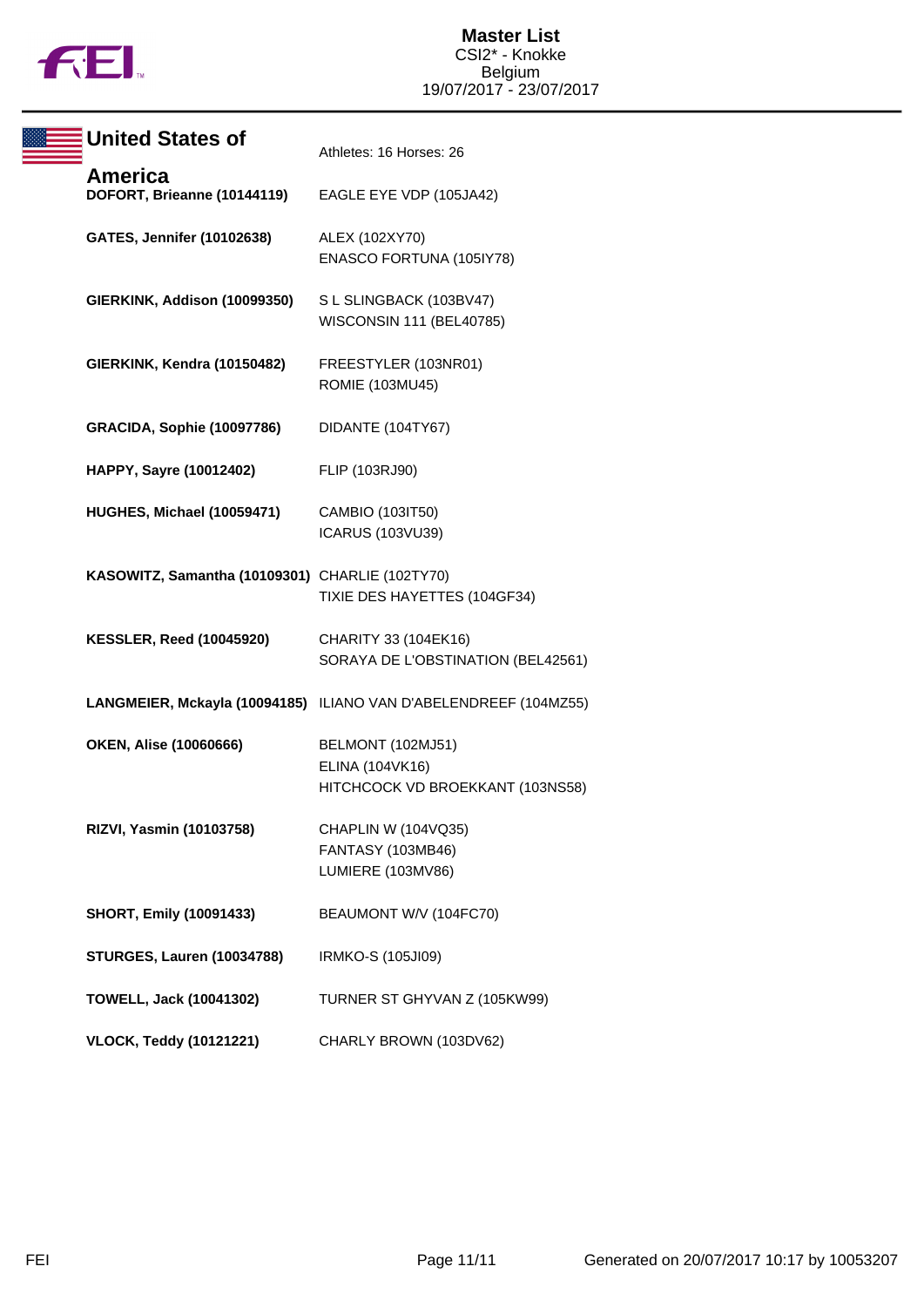**Master List**
CSI2* - Knokke
Belgium
19/07/2017 - 23/07/2017

## United States of America

Athletes: 16 Horses: 26

| Athlete | Horses |
|---|---|
| **DOFORT, Brieanne (10144119)** | EAGLE EYE VDP (105JA42) |
| **GATES, Jennifer (10102638)** | ALEX (102XY70)<br>ENASCO FORTUNA (105IY78) |
| **GIERKINK, Addison (10099350)** | S L SLINGBACK (103BV47)<br>WISCONSIN 111 (BEL40785) |
| **GIERKINK, Kendra (10150482)** | FREESTYLER (103NR01)<br>ROMIE (103MU45) |
| **GRACIDA, Sophie (10097786)** | DIDANTE (104TY67) |
| **HAPPY, Sayre (10012402)** | FLIP (103RJ90) |
| **HUGHES, Michael (10059471)** | CAMBIO (103IT50)<br>ICARUS (103VU39) |
| **KASOWITZ, Samantha (10109301)** | CHARLIE (102TY70)<br>TIXIE DES HAYETTES (104GF34) |
| **KESSLER, Reed (10045920)** | CHARITY 33 (104EK16)<br>SORAYA DE L'OBSTINATION (BEL42561) |
| **LANGMEIER, Mckayla (10094185)** | ILIANO VAN D'ABELENDREEF (104MZ55) |
| **OKEN, Alise (10060666)** | BELMONT (102MJ51)<br>ELINA (104VK16)<br>HITCHCOCK VD BROEKKANT (103NS58) |
| **RIZVI, Yasmin (10103758)** | CHAPLIN W (104VQ35)<br>FANTASY (103MB46)<br>LUMIERE (103MV86) |
| **SHORT, Emily (10091433)** | BEAUMONT W/V (104FC70) |
| **STURGES, Lauren (10034788)** | IRMKO-S (105JI09) |
| **TOWELL, Jack (10041302)** | TURNER ST GHYVAN Z (105KW99) |
| **VLOCK, Teddy (10121221)** | CHARLY BROWN (103DV62) |

Generated on 20/07/2017 10:17 by 10053207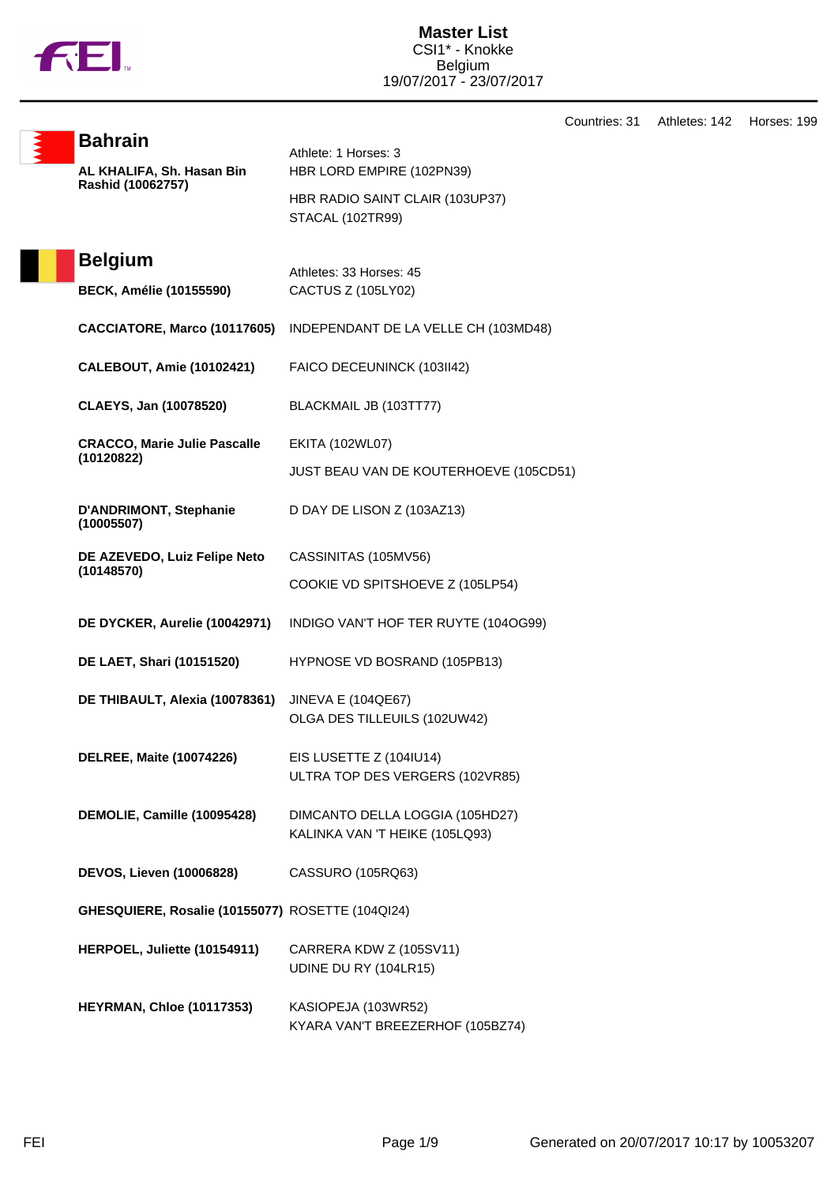# Master List

CSI1* - Knokke
Belgium
19/07/2017 - 23/07/2017

Countries: 31 Athletes: 142 Horses: 199

## Bahrain

Athlete: 1 Horses: 3

| Athlete | Horses |
|---|---|
| **AL KHALIFA, Sh. Hasan Bin Rashid (10062757)** | HBR LORD EMPIRE (102PN39) |
| | HBR RADIO SAINT CLAIR (103UP37) |
| | STACAL (102TR99) |

## Belgium

Athletes: 33 Horses: 45

| Athlete | Horses |
|---|---|
| **BECK, Amélie (10155590)** | CACTUS Z (105LY02) |
| **CACCIATORE, Marco (10117605)** | INDEPENDANT DE LA VELLE CH (103MD48) |
| **CALEBOUT, Amie (10102421)** | FAICO DECEUNINCK (103II42) |
| **CLAEYS, Jan (10078520)** | BLACKMAIL JB (103TT77) |
| **CRACCO, Marie Julie Pascalle (10120822)** | EKITA (102WL07) |
| | JUST BEAU VAN DE KOUTERHOEVE (105CD51) |
| **D'ANDRIMONT, Stephanie (10005507)** | D DAY DE LISON Z (103AZ13) |
| **DE AZEVEDO, Luiz Felipe Neto (10148570)** | CASSINITAS (105MV56) |
| | COOKIE VD SPITSHOEVE Z (105LP54) |
| **DE DYCKER, Aurelie (10042971)** | INDIGO VAN'T HOF TER RUYTE (104OG99) |
| **DE LAET, Shari (10151520)** | HYPNOSE VD BOSRAND (105PB13) |
| **DE THIBAULT, Alexia (10078361)** | JINEVA E (104QE67) |
| | OLGA DES TILLEUILS (102UW42) |
| **DELREE, Maite (10074226)** | EIS LUSETTE Z (104IU14) |
| | ULTRA TOP DES VERGERS (102VR85) |
| **DEMOLIE, Camille (10095428)** | DIMCANTO DELLA LOGGIA (105HD27) |
| | KALINKA VAN 'T HEIKE (105LQ93) |
| **DEVOS, Lieven (10006828)** | CASSURO (105RQ63) |
| **GHESQUIERE, Rosalie (10155077)** | ROSETTE (104QI24) |
| **HERPOEL, Juliette (10154911)** | CARRERA KDW Z (105SV11) |
| | UDINE DU RY (104LR15) |
| **HEYRMAN, Chloe (10117353)** | KASIOPEJA (103WR52) |
| | KYARA VAN'T BREEZERHOF (105BZ74) |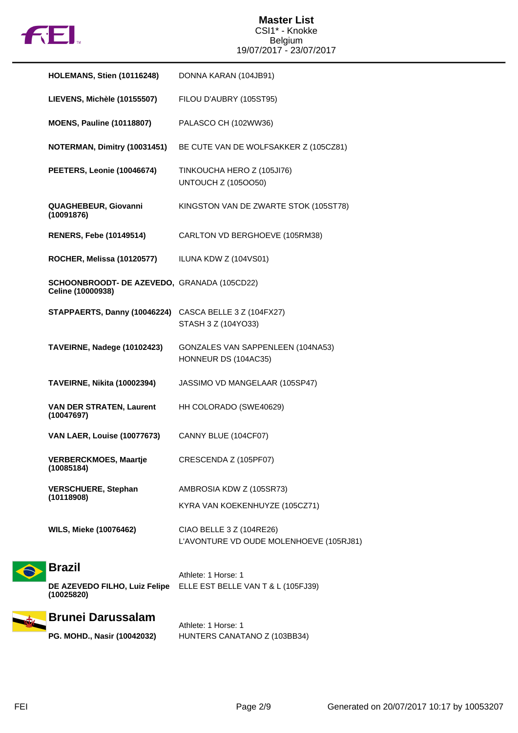| Athlete | Horse |
|---|---|
| **HOLEMANS, Stien (10116248)** | DONNA KARAN (104JB91) |
| **LIEVENS, Michèle (10155507)** | FILOU D'AUBRY (105ST95) |
| **MOENS, Pauline (10118807)** | PALASCO CH (102WW36) |
| **NOTERMAN, Dimitry (10031451)** | BE CUTE VAN DE WOLFSAKKER Z (105CZ81) |
| **PEETERS, Leonie (10046674)** | TINKOUCHA HERO Z (105JI76)<br>UNTOUCH Z (105OO50) |
| **QUAGHEBEUR, Giovanni (10091876)** | KINGSTON VAN DE ZWARTE STOK (105ST78) |
| **RENERS, Febe (10149514)** | CARLTON VD BERGHOEVE (105RM38) |
| **ROCHER, Melissa (10120577)** | ILUNA KDW Z (104VS01) |
| **SCHOONBROODT- DE AZEVEDO, Celine (10000938)** | GRANADA (105CD22) |
| **STAPPAERTS, Danny (10046224)** | CASCA BELLE 3 Z (104FX27)<br>STASH 3 Z (104YO33) |
| **TAVEIRNE, Nadege (10102423)** | GONZALES VAN SAPPENLEEN (104NA53)<br>HONNEUR DS (104AC35) |
| **TAVEIRNE, Nikita (10002394)** | JASSIMO VD MANGELAAR (105SP47) |
| **VAN DER STRATEN, Laurent (10047697)** | HH COLORADO (SWE40629) |
| **VAN LAER, Louise (10077673)** | CANNY BLUE (104CF07) |
| **VERBERCKMOES, Maartje (10085184)** | CRESCENDA Z (105PF07) |
| **VERSCHUERE, Stephan (10118908)** | AMBROSIA KDW Z (105SR73)<br>KYRA VAN KOEKENHUYZE (105CZ71) |
| **WILS, Mieke (10076462)** | CIAO BELLE 3 Z (104RE26)<br>L'AVONTURE VD OUDE MOLENHOEVE (105RJ81) |

## Brazil

Athlete: 1 Horse: 1

| Athlete | Horse |
|---|---|
| **DE AZEVEDO FILHO, Luiz Felipe (10025820)** | ELLE EST BELLE VAN T & L (105FJ39) |

## Brunei Darussalam

Athlete: 1 Horse: 1

| Athlete | Horse |
|---|---|
| **PG. MOHD., Nasir (10042032)** | HUNTERS CANATANO Z (103BB34) |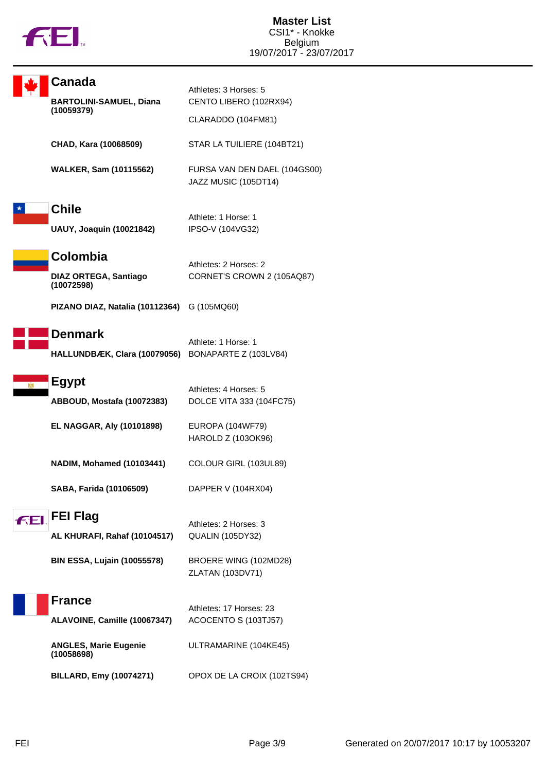# Master List

CSI1* - Knokke
Belgium
19/07/2017 - 23/07/2017

## Canada

Athletes: 3 Horses: 5

| Athlete | Horse |
|---|---|
| **BARTOLINI-SAMUEL, Diana (10059379)** | CENTO LIBERO (102RX94) |
| | CLARADDO (104FM81) |
| **CHAD, Kara (10068509)** | STAR LA TUILIERE (104BT21) |
| **WALKER, Sam (10115562)** | FURSA VAN DEN DAEL (104GS00) |
| | JAZZ MUSIC (105DT14) |

## Chile

Athlete: 1 Horse: 1

| Athlete | Horse |
|---|---|
| **UAUY, Joaquin (10021842)** | IPSO-V (104VG32) |

## Colombia

Athletes: 2 Horses: 2

| Athlete | Horse |
|---|---|
| **DIAZ ORTEGA, Santiago (10072598)** | CORNET'S CROWN 2 (105AQ87) |
| **PIZANO DIAZ, Natalia (10112364)** | G (105MQ60) |

## Denmark

Athlete: 1 Horse: 1

| Athlete | Horse |
|---|---|
| **HALLUNDBÆK, Clara (10079056)** | BONAPARTE Z (103LV84) |

## Egypt

Athletes: 4 Horses: 5

| Athlete | Horse |
|---|---|
| **ABBOUD, Mostafa (10072383)** | DOLCE VITA 333 (104FC75) |
| **EL NAGGAR, Aly (10101898)** | EUROPA (104WF79) |
| | HAROLD Z (103OK96) |
| **NADIM, Mohamed (10103441)** | COLOUR GIRL (103UL89) |
| **SABA, Farida (10106509)** | DAPPER V (104RX04) |

## FEI Flag

Athletes: 2 Horses: 3

| Athlete | Horse |
|---|---|
| **AL KHURAFI, Rahaf (10104517)** | QUALIN (105DY32) |
| **BIN ESSA, Lujain (10055578)** | BROERE WING (102MD28) |
| | ZLATAN (103DV71) |

## France

Athletes: 17 Horses: 23

| Athlete | Horse |
|---|---|
| **ALAVOINE, Camille (10067347)** | ACOCENTO S (103TJ57) |
| **ANGLES, Marie Eugenie (10058698)** | ULTRAMARINE (104KE45) |
| **BILLARD, Emy (10074271)** | OPOX DE LA CROIX (102TS94) |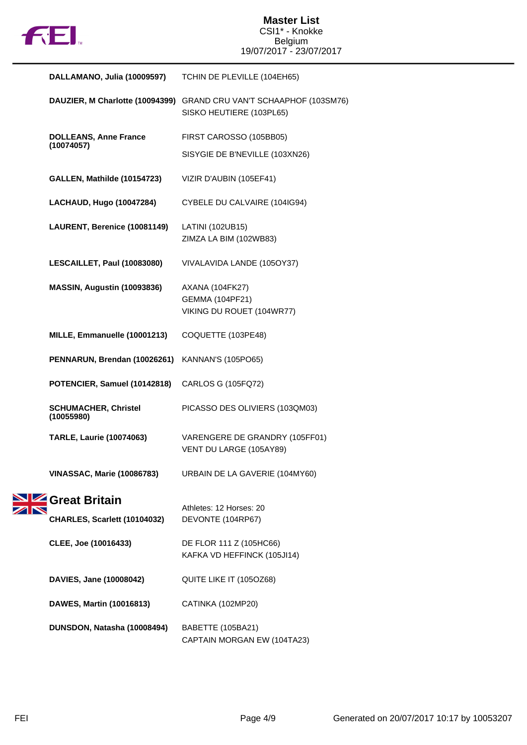| Athlete | Horses |
|---|---|
| **DALLAMANO, Julia (10009597)** | TCHIN DE PLEVILLE (104EH65) |
| **DAUZIER, M Charlotte (10094399)** | GRAND CRU VAN'T SCHAAPHOF (103SM76)<br>SISKO HEUTIERE (103PL65) |
| **DOLLEANS, Anne France (10074057)** | FIRST CAROSSO (105BB05)<br>SISYGIE DE B'NEVILLE (103XN26) |
| **GALLEN, Mathilde (10154723)** | VIZIR D'AUBIN (105EF41) |
| **LACHAUD, Hugo (10047284)** | CYBELE DU CALVAIRE (104IG94) |
| **LAURENT, Berenice (10081149)** | LATINI (102UB15)<br>ZIMZA LA BIM (102WB83) |
| **LESCAILLET, Paul (10083080)** | VIVALAVIDA LANDE (105OY37) |
| **MASSIN, Augustin (10093836)** | AXANA (104FK27)<br>GEMMA (104PF21)<br>VIKING DU ROUET (104WR77) |
| **MILLE, Emmanuelle (10001213)** | COQUETTE (103PE48) |
| **PENNARUN, Brendan (10026261)** | KANNAN'S (105PO65) |
| **POTENCIER, Samuel (10142818)** | CARLOS G (105FQ72) |
| **SCHUMACHER, Christel (10055980)** | PICASSO DES OLIVIERS (103QM03) |
| **TARLE, Laurie (10074063)** | VARENGERE DE GRANDRY (105FF01)<br>VENT DU LARGE (105AY89) |
| **VINASSAC, Marie (10086783)** | URBAIN DE LA GAVERIE (104MY60) |

## Great Britain

Athletes: 12 Horses: 20

| Athlete | Horses |
|---|---|
| **CHARLES, Scarlett (10104032)** | DEVONTE (104RP67) |
| **CLEE, Joe (10016433)** | DE FLOR 111 Z (105HC66)<br>KAFKA VD HEFFINCK (105JI14) |
| **DAVIES, Jane (10008042)** | QUITE LIKE IT (105OZ68) |
| **DAWES, Martin (10016813)** | CATINKA (102MP20) |
| **DUNSDON, Natasha (10008494)** | BABETTE (105BA21)<br>CAPTAIN MORGAN EW (104TA23) |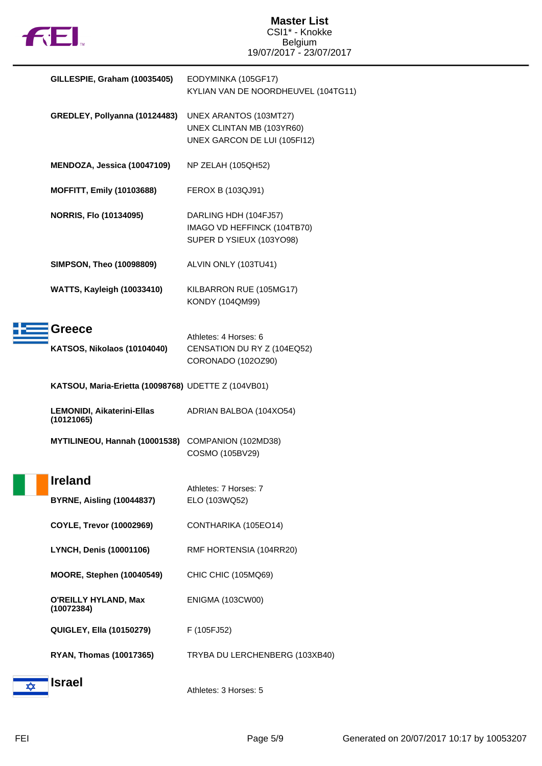| Athlete | Horses |
| --- | --- |
| **GILLESPIE, Graham (10035405)** | EODYMINKA (105GF17)<br>KYLIAN VAN DE NOORDHEUVEL (104TG11) |
| **GREDLEY, Pollyanna (10124483)** | UNEX ARANTOS (103MT27)<br>UNEX CLINTAN MB (103YR60)<br>UNEX GARCON DE LUI (105FI12) |
| **MENDOZA, Jessica (10047109)** | NP ZELAH (105QH52) |
| **MOFFITT, Emily (10103688)** | FEROX B (103QJ91) |
| **NORRIS, Flo (10134095)** | DARLING HDH (104FJ57)<br>IMAGO VD HEFFINCK (104TB70)<br>SUPER D YSIEUX (103YO98) |
| **SIMPSON, Theo (10098809)** | ALVIN ONLY (103TU41) |
| **WATTS, Kayleigh (10033410)** | KILBARRON RUE (105MG17)<br>KONDY (104QM99) |

## Greece

Athletes: 4 Horses: 6

| Athlete | Horses |
| --- | --- |
| **KATSOS, Nikolaos (10104040)** | CENSATION DU RY Z (104EQ52)<br>CORONADO (102OZ90) |
| **KATSOU, Maria-Erietta (10098768)** | UDETTE Z (104VB01) |
| **LEMONIDI, Aikaterini-Ellas (10121065)** | ADRIAN BALBOA (104XO54) |
| **MYTILINEOU, Hannah (10001538)** | COMPANION (102MD38)<br>COSMO (105BV29) |

## Ireland

Athletes: 7 Horses: 7

| Athlete | Horses |
| --- | --- |
| **BYRNE, Aisling (10044837)** | ELO (103WQ52) |
| **COYLE, Trevor (10002969)** | CONTHARIKA (105EO14) |
| **LYNCH, Denis (10001106)** | RMF HORTENSIA (104RR20) |
| **MOORE, Stephen (10040549)** | CHIC CHIC (105MQ69) |
| **O'REILLY HYLAND, Max (10072384)** | ENIGMA (103CW00) |
| **QUIGLEY, Ella (10150279)** | F (105FJ52) |
| **RYAN, Thomas (10017365)** | TRYBA DU LERCHENBERG (103XB40) |

## Israel

Athletes: 3 Horses: 5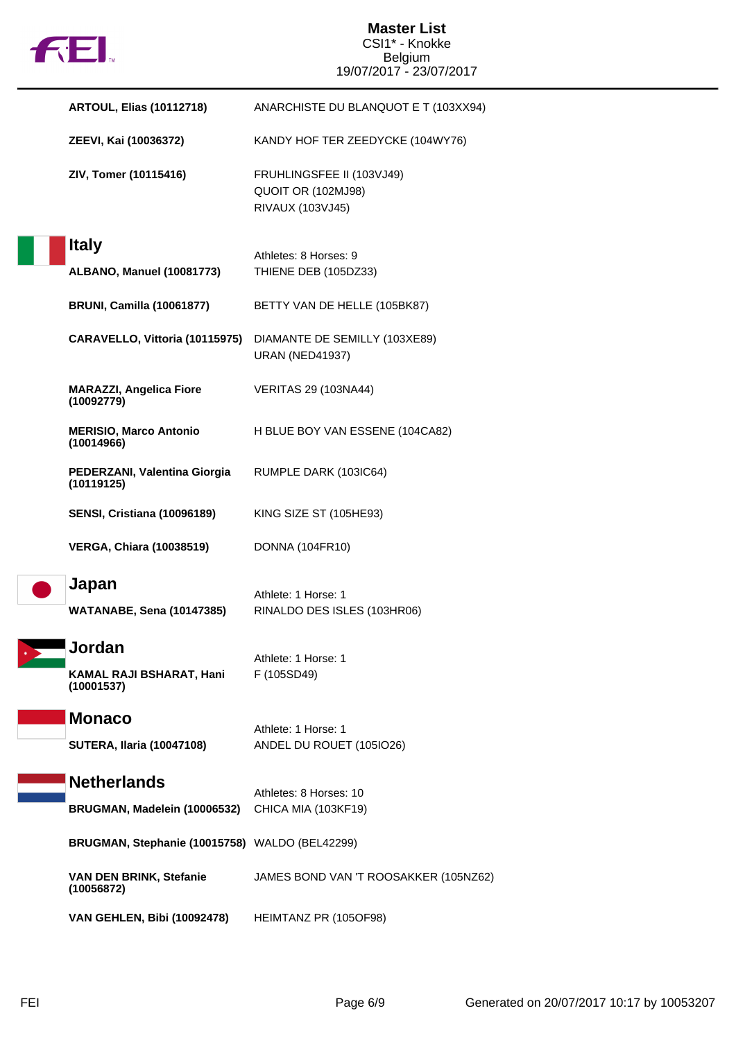# Master List

CSI1* - Knokke
Belgium
19/07/2017 - 23/07/2017

| Athlete | Horse |
|---|---|
| **ARTOUL, Elias (10112718)** | ANARCHISTE DU BLANQUOT E T (103XX94) |
| **ZEEVI, Kai (10036372)** | KANDY HOF TER ZEEDYCKE (104WY76) |
| **ZIV, Tomer (10115416)** | FRUHLINGSFEE II (103VJ49) |
| | QUOIT OR (102MJ98) |
| | RIVAUX (103VJ45) |

## Italy

Athletes: 8 Horses: 9

| Athlete | Horse |
|---|---|
| **ALBANO, Manuel (10081773)** | THIENE DEB (105DZ33) |
| **BRUNI, Camilla (10061877)** | BETTY VAN DE HELLE (105BK87) |
| **CARAVELLO, Vittoria (10115975)** | DIAMANTE DE SEMILLY (103XE89) |
| | URAN (NED41937) |
| **MARAZZI, Angelica Fiore (10092779)** | VERITAS 29 (103NA44) |
| **MERISIO, Marco Antonio (10014966)** | H BLUE BOY VAN ESSENE (104CA82) |
| **PEDERZANI, Valentina Giorgia (10119125)** | RUMPLE DARK (103IC64) |
| **SENSI, Cristiana (10096189)** | KING SIZE ST (105HE93) |
| **VERGA, Chiara (10038519)** | DONNA (104FR10) |

## Japan

Athlete: 1 Horse: 1

| Athlete | Horse |
|---|---|
| **WATANABE, Sena (10147385)** | RINALDO DES ISLES (103HR06) |

## Jordan

Athlete: 1 Horse: 1

| Athlete | Horse |
|---|---|
| **KAMAL RAJI BSHARAT, Hani (10001537)** | F (105SD49) |

## Monaco

Athlete: 1 Horse: 1

| Athlete | Horse |
|---|---|
| **SUTERA, Ilaria (10047108)** | ANDEL DU ROUET (105IO26) |

## Netherlands

Athletes: 8 Horses: 10

| Athlete | Horse |
|---|---|
| **BRUGMAN, Madelein (10006532)** | CHICA MIA (103KF19) |
| **BRUGMAN, Stephanie (10015758)** | WALDO (BEL42299) |
| **VAN DEN BRINK, Stefanie (10056872)** | JAMES BOND VAN 'T ROOSAKKER (105NZ62) |
| **VAN GEHLEN, Bibi (10092478)** | HEIMTANZ PR (105OF98) |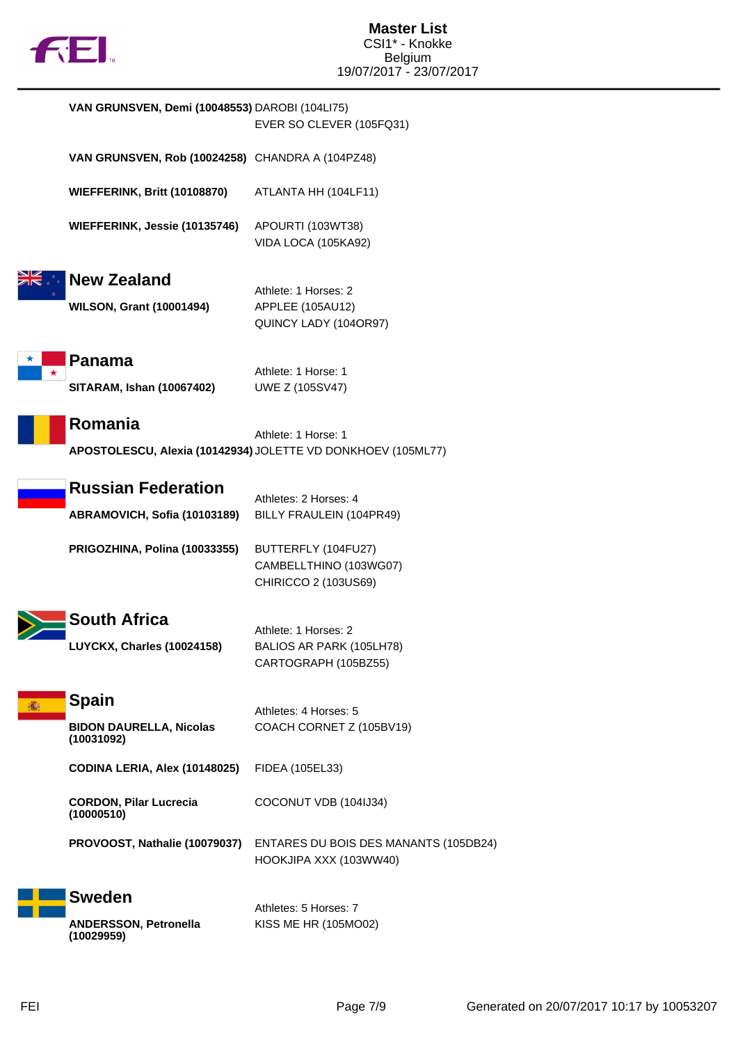| Athlete | Horses |
|---|---|
| **VAN GRUNSVEN, Demi (10048553)** | DAROBI (104LI75) |
| | EVER SO CLEVER (105FQ31) |
| **VAN GRUNSVEN, Rob (10024258)** | CHANDRA A (104PZ48) |
| **WIEFFERINK, Britt (10108870)** | ATLANTA HH (104LF11) |
| **WIEFFERINK, Jessie (10135746)** | APOURTI (103WT38) |
| | VIDA LOCA (105KA92) |

## New Zealand

Athlete: 1 Horses: 2

| Athlete | Horses |
|---|---|
| **WILSON, Grant (10001494)** | APPLEE (105AU12) |
| | QUINCY LADY (104OR97) |

## Panama

Athlete: 1 Horse: 1

| Athlete | Horses |
|---|---|
| **SITARAM, Ishan (10067402)** | UWE Z (105SV47) |

## Romania

Athlete: 1 Horse: 1

| Athlete | Horses |
|---|---|
| **APOSTOLESCU, Alexia (10142934)** | JOLETTE VD DONKHOEV (105ML77) |

## Russian Federation

Athletes: 2 Horses: 4

| Athlete | Horses |
|---|---|
| **ABRAMOVICH, Sofia (10103189)** | BILLY FRAULEIN (104PR49) |
| **PRIGOZHINA, Polina (10033355)** | BUTTERFLY (104FU27) |
| | CAMBELLTHINO (103WG07) |
| | CHIRICCO 2 (103US69) |

## South Africa

Athlete: 1 Horses: 2

| Athlete | Horses |
|---|---|
| **LUYCKX, Charles (10024158)** | BALIOS AR PARK (105LH78) |
| | CARTOGRAPH (105BZ55) |

## Spain

Athletes: 4 Horses: 5

| Athlete | Horses |
|---|---|
| **BIDON DAURELLA, Nicolas (10031092)** | COACH CORNET Z (105BV19) |
| **CODINA LERIA, Alex (10148025)** | FIDEA (105EL33) |
| **CORDON, Pilar Lucrecia (10000510)** | COCONUT VDB (104IJ34) |
| **PROVOOST, Nathalie (10079037)** | ENTARES DU BOIS DES MANANTS (105DB24) |
| | HOOKJIPA XXX (103WW40) |

## Sweden

Athletes: 5 Horses: 7

| Athlete | Horses |
|---|---|
| **ANDERSSON, Petronella (10029959)** | KISS ME HR (105MO02) |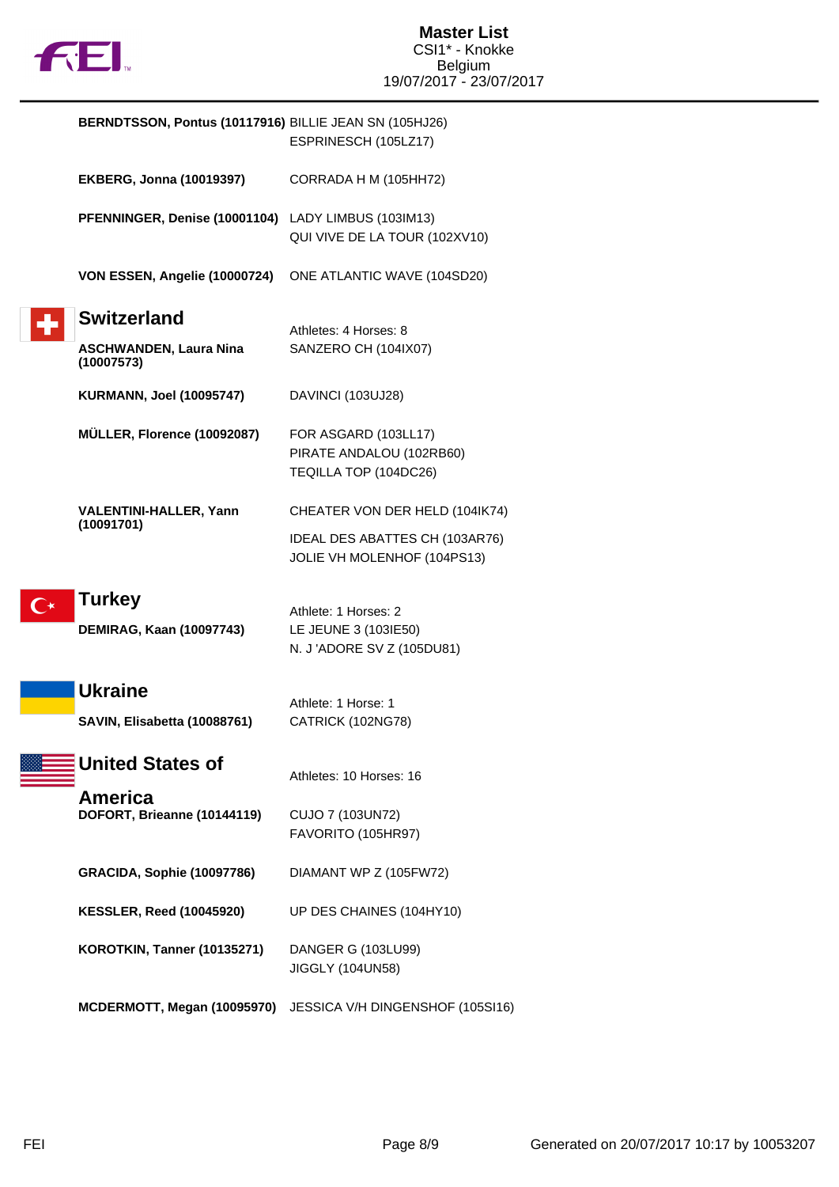**BERNDTSSON, Pontus (10117916)** BILLIE JEAN SN (105HJ26)
ESPRINESCH (105LZ17)

**EKBERG, Jonna (10019397)** CORRADA H M (105HH72)

**PFENNINGER, Denise (10001104)** LADY LIMBUS (103IM13)
QUI VIVE DE LA TOUR (102XV10)

**VON ESSEN, Angelie (10000724)** ONE ATLANTIC WAVE (104SD20)

## Switzerland

Athletes: 4 Horses: 8

**ASCHWANDEN, Laura Nina (10007573)** SANZERO CH (104IX07)

**KURMANN, Joel (10095747)** DAVINCI (103UJ28)

**MÜLLER, Florence (10092087)** FOR ASGARD (103LL17)
PIRATE ANDALOU (102RB60)
TEQILLA TOP (104DC26)

**VALENTINI-HALLER, Yann (10091701)** CHEATER VON DER HELD (104IK74)
IDEAL DES ABATTES CH (103AR76)
JOLIE VH MOLENHOF (104PS13)

## Turkey

Athlete: 1 Horses: 2

**DEMIRAG, Kaan (10097743)** LE JEUNE 3 (103IE50)
N. J 'ADORE SV Z (105DU81)

## Ukraine

Athlete: 1 Horse: 1

**SAVIN, Elisabetta (10088761)** CATRICK (102NG78)

## United States of America

Athletes: 10 Horses: 16

**DOFORT, Brieanne (10144119)** CUJO 7 (103UN72)
FAVORITO (105HR97)

**GRACIDA, Sophie (10097786)** DIAMANT WP Z (105FW72)

**KESSLER, Reed (10045920)** UP DES CHAINES (104HY10)

**KOROTKIN, Tanner (10135271)** DANGER G (103LU99)
JIGGLY (104UN58)

**MCDERMOTT, Megan (10095970)** JESSICA V/H DINGENSHOF (105SI16)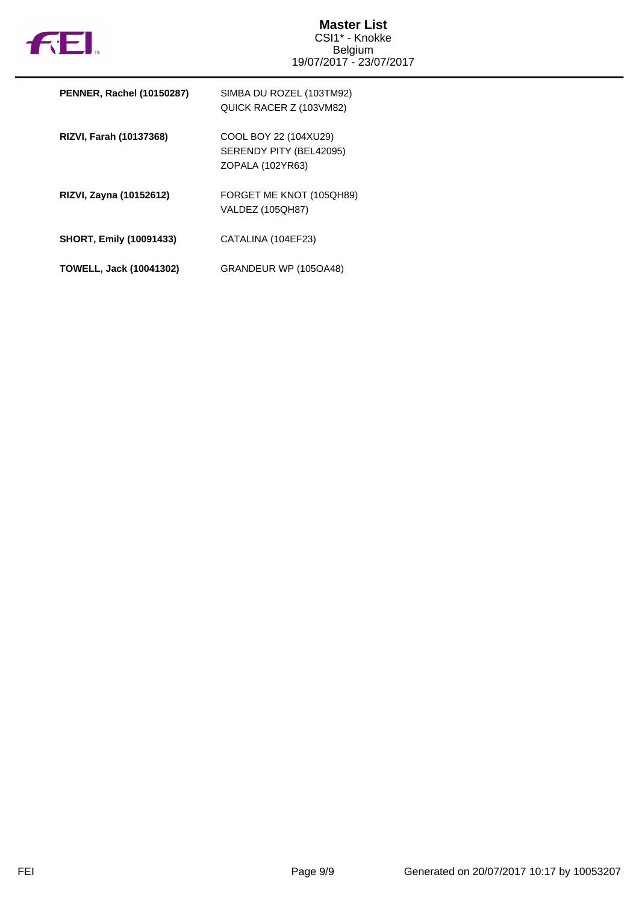| | |
|---|---|
| **PENNER, Rachel (10150287)** | SIMBA DU ROZEL (103TM92)<br>QUICK RACER Z (103VM82) |
| **RIZVI, Farah (10137368)** | COOL BOY 22 (104XU29)<br>SERENDY PITY (BEL42095)<br>ZOPALA (102YR63) |
| **RIZVI, Zayna (10152612)** | FORGET ME KNOT (105QH89)<br>VALDEZ (105QH87) |
| **SHORT, Emily (10091433)** | CATALINA (104EF23) |
| **TOWELL, Jack (10041302)** | GRANDEUR WP (105OA48) |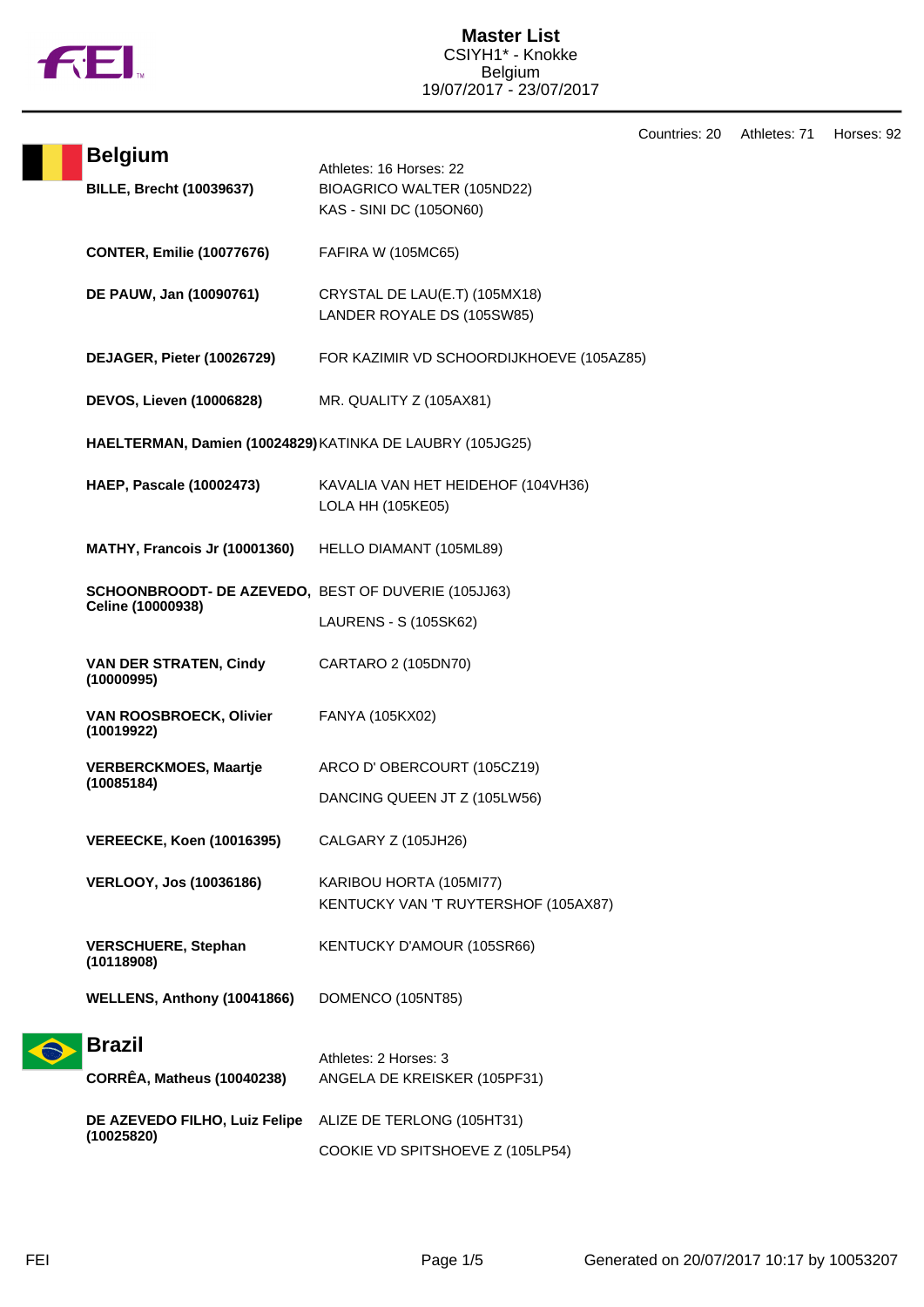# Master List

CSIYH1* - Knokke
Belgium
19/07/2017 - 23/07/2017

Countries: 20 Athletes: 71 Horses: 92

## Belgium

Athletes: 16 Horses: 22

| Athlete | Horse |
|---|---|
| **BILLE, Brecht (10039637)** | BIOAGRICO WALTER (105ND22)<br>KAS - SINI DC (105ON60) |
| **CONTER, Emilie (10077676)** | FAFIRA W (105MC65) |
| **DE PAUW, Jan (10090761)** | CRYSTAL DE LAU(E.T) (105MX18)<br>LANDER ROYALE DS (105SW85) |
| **DEJAGER, Pieter (10026729)** | FOR KAZIMIR VD SCHOORDIJKHOEVE (105AZ85) |
| **DEVOS, Lieven (10006828)** | MR. QUALITY Z (105AX81) |
| **HAELTERMAN, Damien (10024829)** | KATINKA DE LAUBRY (105JG25) |
| **HAEP, Pascale (10002473)** | KAVALIA VAN HET HEIDEHOF (104VH36)<br>LOLA HH (105KE05) |
| **MATHY, Francois Jr (10001360)** | HELLO DIAMANT (105ML89) |
| **SCHOONBROODT- DE AZEVEDO, Celine (10000938)** | BEST OF DUVERIE (105JJ63)<br>LAURENS - S (105SK62) |
| **VAN DER STRATEN, Cindy (10000995)** | CARTARO 2 (105DN70) |
| **VAN ROOSBROECK, Olivier (10019922)** | FANYA (105KX02) |
| **VERBERCKMOES, Maartje (10085184)** | ARCO D' OBERCOURT (105CZ19)<br>DANCING QUEEN JT Z (105LW56) |
| **VEREECKE, Koen (10016395)** | CALGARY Z (105JH26) |
| **VERLOOY, Jos (10036186)** | KARIBOU HORTA (105MI77)<br>KENTUCKY VAN 'T RUYTERSHOF (105AX87) |
| **VERSCHUERE, Stephan (10118908)** | KENTUCKY D'AMOUR (105SR66) |
| **WELLENS, Anthony (10041866)** | DOMENCO (105NT85) |

## Brazil

Athletes: 2 Horses: 3

| Athlete | Horse |
|---|---|
| **CORRÊA, Matheus (10040238)** | ANGELA DE KREISKER (105PF31) |
| **DE AZEVEDO FILHO, Luiz Felipe (10025820)** | ALIZE DE TERLONG (105HT31)<br>COOKIE VD SPITSHOEVE Z (105LP54) |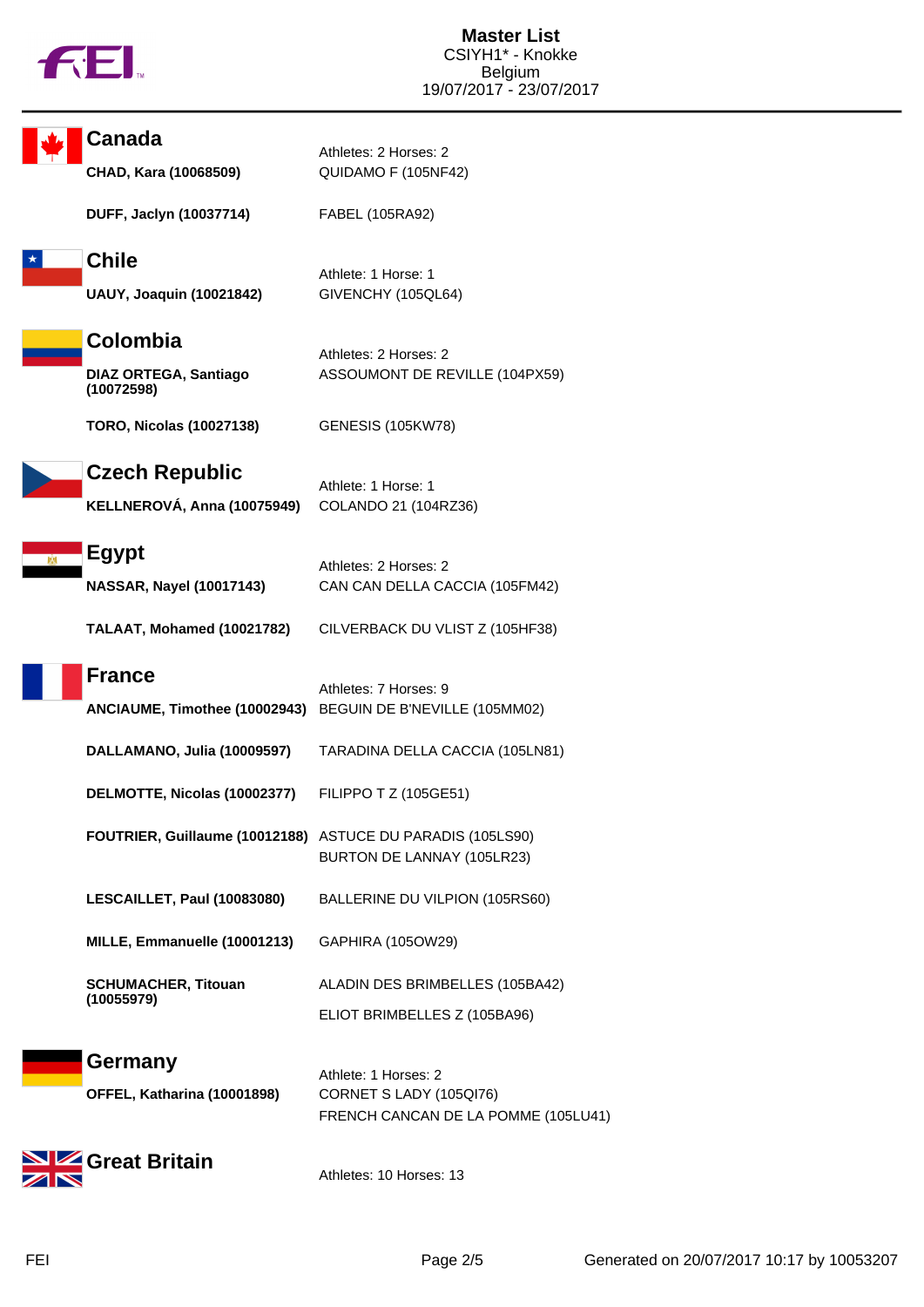# Master List

CSIYH1* - Knokke
Belgium
19/07/2017 - 23/07/2017

## Canada

Athletes: 2 Horses: 2

| Athlete | Horse |
|---|---|
| **CHAD, Kara (10068509)** | QUIDAMO F (105NF42) |
| **DUFF, Jaclyn (10037714)** | FABEL (105RA92) |

## Chile

Athlete: 1 Horse: 1

| Athlete | Horse |
|---|---|
| **UAUY, Joaquin (10021842)** | GIVENCHY (105QL64) |

## Colombia

Athletes: 2 Horses: 2

| Athlete | Horse |
|---|---|
| **DIAZ ORTEGA, Santiago (10072598)** | ASSOUMONT DE REVILLE (104PX59) |
| **TORO, Nicolas (10027138)** | GENESIS (105KW78) |

## Czech Republic

Athlete: 1 Horse: 1

| Athlete | Horse |
|---|---|
| **KELLNEROVÁ, Anna (10075949)** | COLANDO 21 (104RZ36) |

## Egypt

Athletes: 2 Horses: 2

| Athlete | Horse |
|---|---|
| **NASSAR, Nayel (10017143)** | CAN CAN DELLA CACCIA (105FM42) |
| **TALAAT, Mohamed (10021782)** | CILVERBACK DU VLIST Z (105HF38) |

## France

Athletes: 7 Horses: 9

| Athlete | Horse |
|---|---|
| **ANCIAUME, Timothee (10002943)** | BEGUIN DE B'NEVILLE (105MM02) |
| **DALLAMANO, Julia (10009597)** | TARADINA DELLA CACCIA (105LN81) |
| **DELMOTTE, Nicolas (10002377)** | FILIPPO T Z (105GE51) |
| **FOUTRIER, Guillaume (10012188)** | ASTUCE DU PARADIS (105LS90)<br>BURTON DE LANNAY (105LR23) |
| **LESCAILLET, Paul (10083080)** | BALLERINE DU VILPION (105RS60) |
| **MILLE, Emmanuelle (10001213)** | GAPHIRA (105OW29) |
| **SCHUMACHER, Titouan (10055979)** | ALADIN DES BRIMBELLES (105BA42)<br>ELIOT BRIMBELLES Z (105BA96) |

## Germany

Athlete: 1 Horses: 2

| Athlete | Horse |
|---|---|
| **OFFEL, Katharina (10001898)** | CORNET S LADY (105QI76)<br>FRENCH CANCAN DE LA POMME (105LU41) |

## Great Britain

Athletes: 10 Horses: 13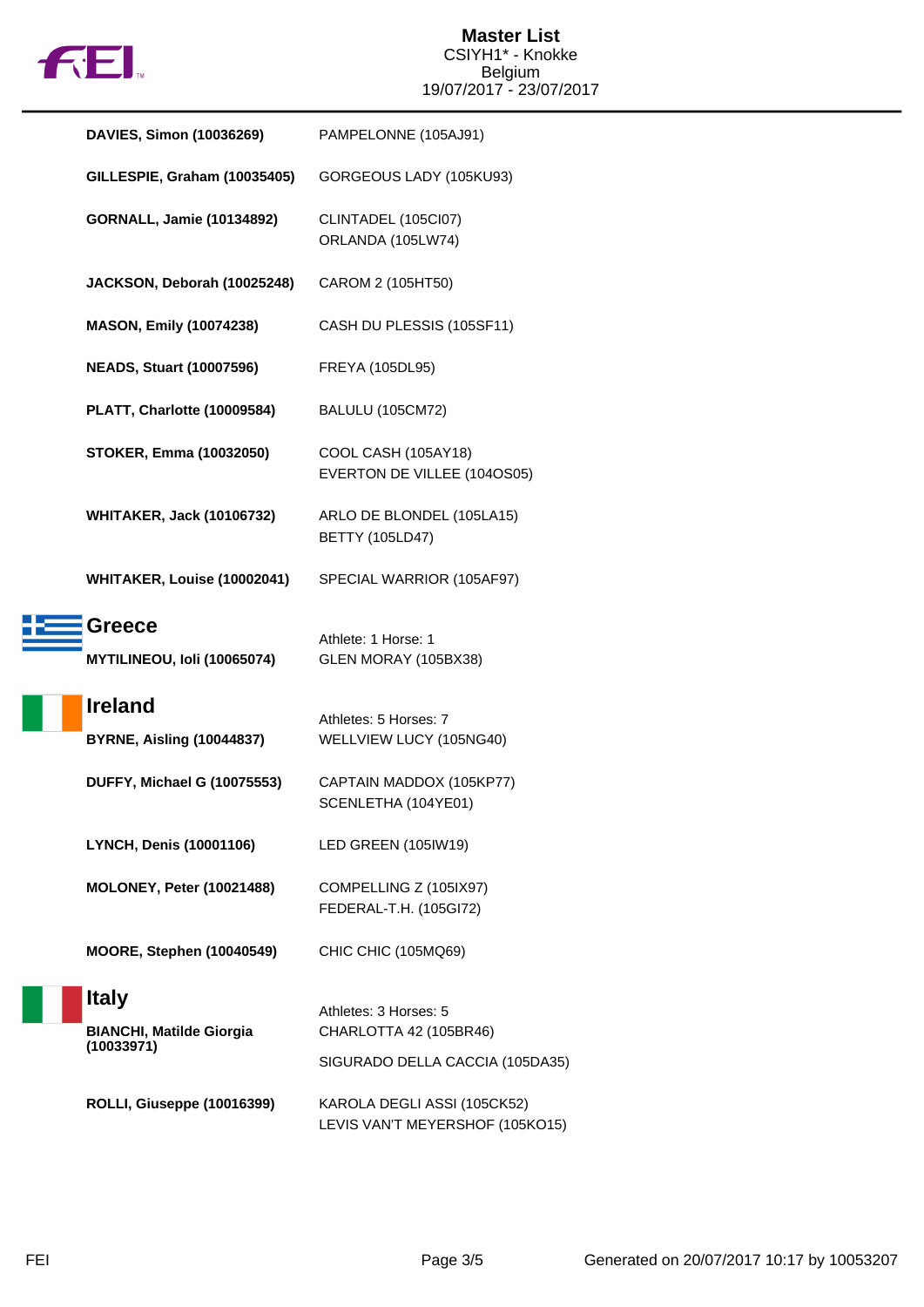| Athlete | Horses |
| --- | --- |
| **DAVIES, Simon (10036269)** | PAMPELONNE (105AJ91) |
| **GILLESPIE, Graham (10035405)** | GORGEOUS LADY (105KU93) |
| **GORNALL, Jamie (10134892)** | CLINTADEL (105CI07)<br>ORLANDA (105LW74) |
| **JACKSON, Deborah (10025248)** | CAROM 2 (105HT50) |
| **MASON, Emily (10074238)** | CASH DU PLESSIS (105SF11) |
| **NEADS, Stuart (10007596)** | FREYA (105DL95) |
| **PLATT, Charlotte (10009584)** | BALULU (105CM72) |
| **STOKER, Emma (10032050)** | COOL CASH (105AY18)<br>EVERTON DE VILLEE (104OS05) |
| **WHITAKER, Jack (10106732)** | ARLO DE BLONDEL (105LA15)<br>BETTY (105LD47) |
| **WHITAKER, Louise (10002041)** | SPECIAL WARRIOR (105AF97) |

## Greece

Athlete: 1 Horse: 1

| Athlete | Horses |
| --- | --- |
| **MYTILINEOU, Ioli (10065074)** | GLEN MORAY (105BX38) |

## Ireland

Athletes: 5 Horses: 7

| Athlete | Horses |
| --- | --- |
| **BYRNE, Aisling (10044837)** | WELLVIEW LUCY (105NG40) |
| **DUFFY, Michael G (10075553)** | CAPTAIN MADDOX (105KP77)<br>SCENLETHA (104YE01) |
| **LYNCH, Denis (10001106)** | LED GREEN (105IW19) |
| **MOLONEY, Peter (10021488)** | COMPELLING Z (105IX97)<br>FEDERAL-T.H. (105GI72) |
| **MOORE, Stephen (10040549)** | CHIC CHIC (105MQ69) |

## Italy

Athletes: 3 Horses: 5

| Athlete | Horses |
| --- | --- |
| **BIANCHI, Matilde Giorgia (10033971)** | CHARLOTTA 42 (105BR46)<br>SIGURADO DELLA CACCIA (105DA35) |
| **ROLLI, Giuseppe (10016399)** | KAROLA DEGLI ASSI (105CK52)<br>LEVIS VAN'T MEYERSHOF (105KO15) |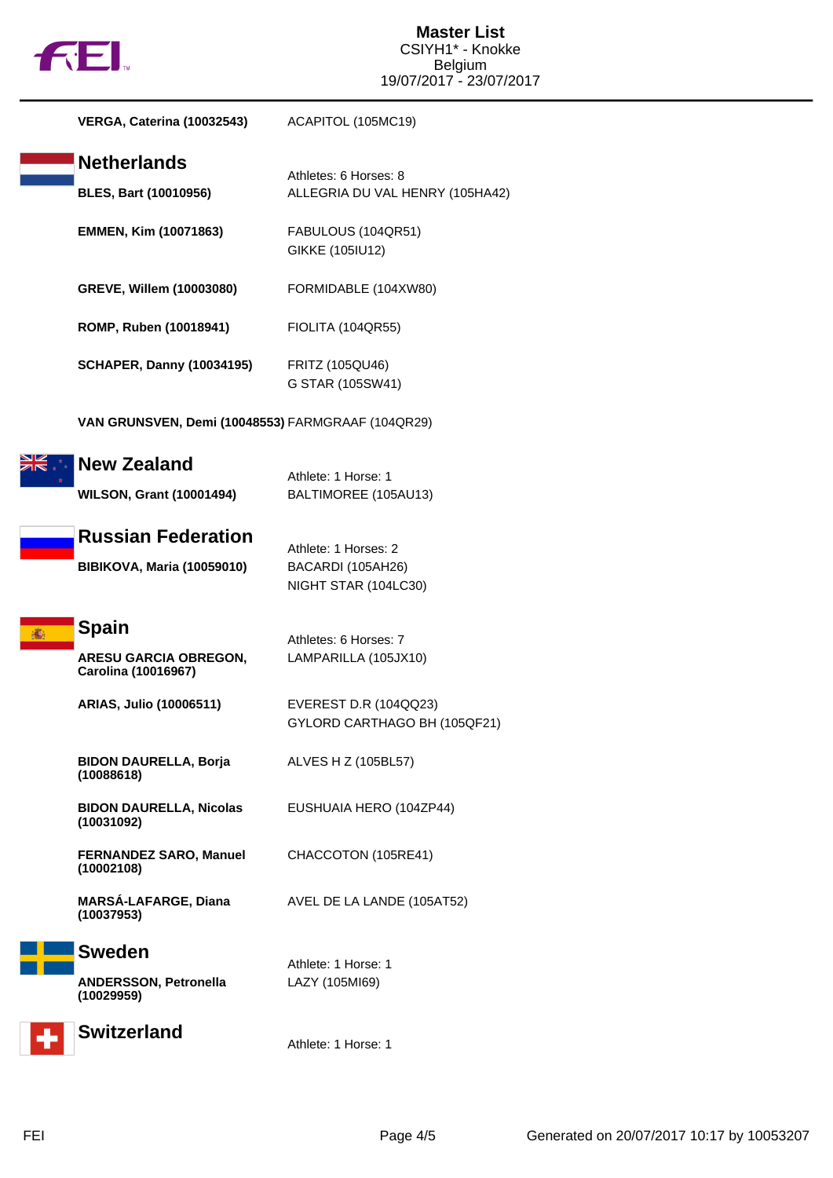**VERGA, Caterina (10032543)** ACAPITOL (105MC19)

## Netherlands

Athletes: 6 Horses: 8

**BLES, Bart (10010956)** ALLEGRIA DU VAL HENRY (105HA42)

**EMMEN, Kim (10071863)** FABULOUS (104QR51)
GIKKE (105IU12)

**GREVE, Willem (10003080)** FORMIDABLE (104XW80)

**ROMP, Ruben (10018941)** FIOLITA (104QR55)

**SCHAPER, Danny (10034195)** FRITZ (105QU46)
G STAR (105SW41)

**VAN GRUNSVEN, Demi (10048553)** FARMGRAAF (104QR29)

## New Zealand

Athlete: 1 Horse: 1

**WILSON, Grant (10001494)** BALTIMOREE (105AU13)

## Russian Federation

Athlete: 1 Horses: 2

**BIBIKOVA, Maria (10059010)** BACARDI (105AH26)
NIGHT STAR (104LC30)

## Spain

Athletes: 6 Horses: 7

**ARESU GARCIA OBREGON, Carolina (10016967)** LAMPARILLA (105JX10)

**ARIAS, Julio (10006511)** EVEREST D.R (104QQ23)
GYLORD CARTHAGO BH (105QF21)

**BIDON DAURELLA, Borja (10088618)** ALVES H Z (105BL57)

**BIDON DAURELLA, Nicolas (10031092)** EUSHUAIA HERO (104ZP44)

**FERNANDEZ SARO, Manuel (10002108)** CHACCOTON (105RE41)

**MARSÁ-LAFARGE, Diana (10037953)** AVEL DE LA LANDE (105AT52)

## Sweden

Athlete: 1 Horse: 1

**ANDERSSON, Petronella (10029959)** LAZY (105MI69)

## Switzerland

Athlete: 1 Horse: 1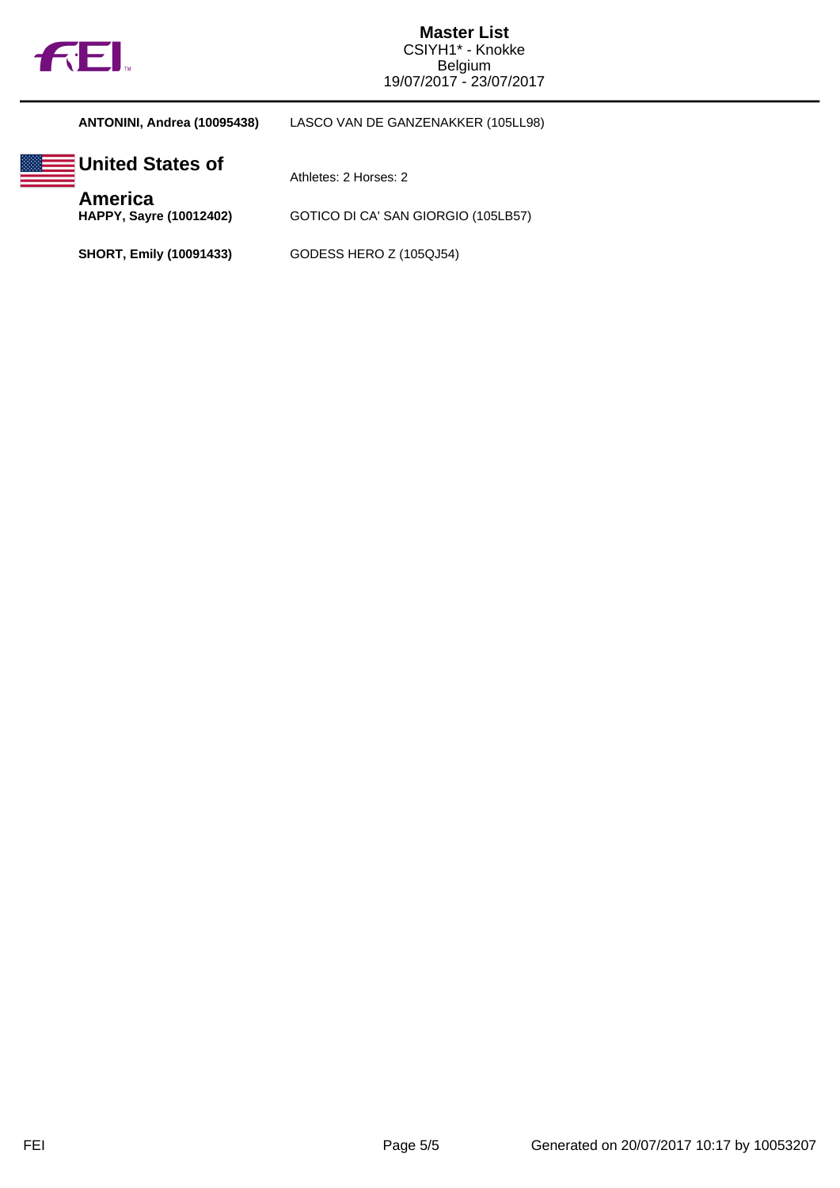**ANTONINI, Andrea (10095438)** LASCO VAN DE GANZENAKKER (105LL98)

## United States of America

Athletes: 2 Horses: 2

**HAPPY, Sayre (10012402)** GOTICO DI CA' SAN GIORGIO (105LB57)

**SHORT, Emily (10091433)** GODESS HERO Z (105QJ54)